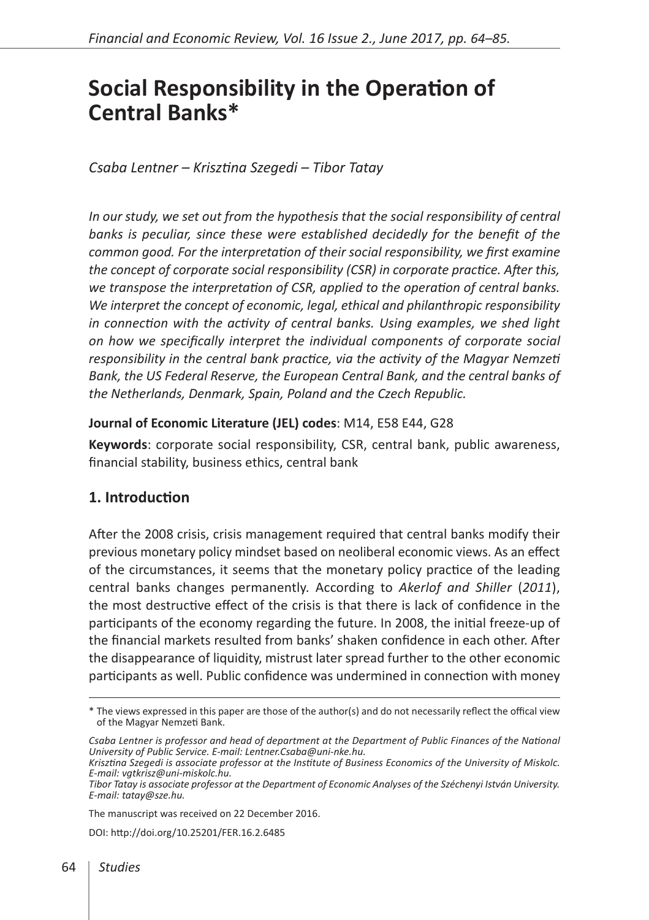# Social Responsibility in the Operation of Central Banks*

*Csaba Lentner – Krisztina Szegedi – Tibor Tatay*

*In our study, we set out from the hypothesis that the social responsibility of central banks is peculiar, since these were established decidedly for the benefit of the common good. For the interpretation of their social responsibility, we first examine the concept of corporate social responsibility (CSR) in corporate practice. After this, we transpose the interpretation of CSR, applied to the operation of central banks. We interpret the concept of economic, legal, ethical and philanthropic responsibility in connection with the activity of central banks. Using examples, we shed light on how we specifically interpret the individual components of corporate social responsibility in the central bank practice, via the activity of the Magyar Nemzeti Bank, the US Federal Reserve, the European Central Bank, and the central banks of the Netherlands, Denmark, Spain, Poland and the Czech Republic.*

**Journal of Economic Literature (JEL) codes**: M14, E58 E44, G28

**Keywords**: corporate social responsibility, CSR, central bank, public awareness, financial stability, business ethics, central bank

## 1. Introduction

After the 2008 crisis, crisis management required that central banks modify their previous monetary policy mindset based on neoliberal economic views. As an effect of the circumstances, it seems that the monetary policy practice of the leading central banks changes permanently. According to *Akerlof and Shiller* (*2011*), the most destructive effect of the crisis is that there is lack of confidence in the participants of the economy regarding the future. In 2008, the initial freeze-up of the financial markets resulted from banks' shaken confidence in each other. After the disappearance of liquidity, mistrust later spread further to the other economic participants as well. Public confidence was undermined in connection with money

---

\* The views expressed in this paper are those of the author(s) and do not necessarily reflect the offical view of the Magyar Nemzeti Bank.

*Csaba Lentner is professor and head of department at the Department of Public Finances of the National University of Public Service. E-mail: Lentner.Csaba@uni-nke.hu.*
*Krisztina Szegedi is associate professor at the Institute of Business Economics of the University of Miskolc. E-mail: vgtkrisz@uni-miskolc.hu.*
*Tibor Tatay is associate professor at the Department of Economic Analyses of the Széchenyi István University. E-mail: tatay@sze.hu.*

The manuscript was received on 22 December 2016.

DOI: http://doi.org/10.25201/FER.16.2.6485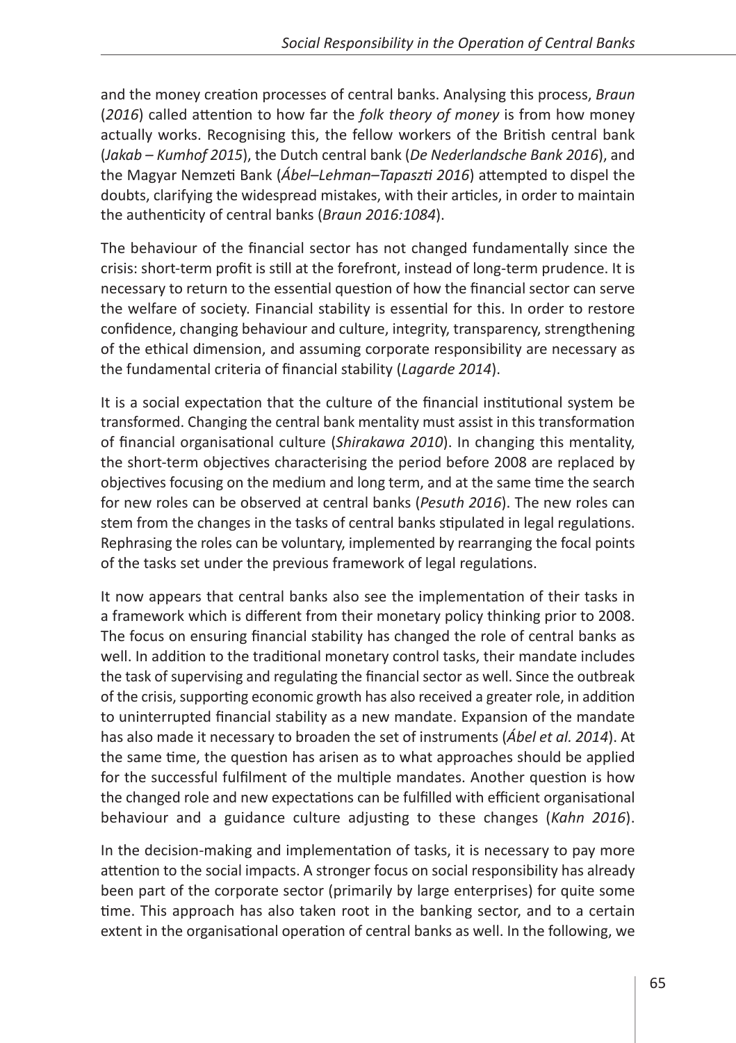and the money creation processes of central banks. Analysing this process, *Braun* (*2016*) called attention to how far the *folk theory of money* is from how money actually works. Recognising this, the fellow workers of the British central bank (*Jakab – Kumhof 2015*), the Dutch central bank (*De Nederlandsche Bank 2016*), and the Magyar Nemzeti Bank (*Ábel–Lehman–Tapaszti 2016*) attempted to dispel the doubts, clarifying the widespread mistakes, with their articles, in order to maintain the authenticity of central banks (*Braun 2016:1084*).

The behaviour of the financial sector has not changed fundamentally since the crisis: short-term profit is still at the forefront, instead of long-term prudence. It is necessary to return to the essential question of how the financial sector can serve the welfare of society. Financial stability is essential for this. In order to restore confidence, changing behaviour and culture, integrity, transparency, strengthening of the ethical dimension, and assuming corporate responsibility are necessary as the fundamental criteria of financial stability (*Lagarde 2014*).

It is a social expectation that the culture of the financial institutional system be transformed. Changing the central bank mentality must assist in this transformation of financial organisational culture (*Shirakawa 2010*). In changing this mentality, the short-term objectives characterising the period before 2008 are replaced by objectives focusing on the medium and long term, and at the same time the search for new roles can be observed at central banks (*Pesuth 2016*). The new roles can stem from the changes in the tasks of central banks stipulated in legal regulations. Rephrasing the roles can be voluntary, implemented by rearranging the focal points of the tasks set under the previous framework of legal regulations.

It now appears that central banks also see the implementation of their tasks in a framework which is different from their monetary policy thinking prior to 2008. The focus on ensuring financial stability has changed the role of central banks as well. In addition to the traditional monetary control tasks, their mandate includes the task of supervising and regulating the financial sector as well. Since the outbreak of the crisis, supporting economic growth has also received a greater role, in addition to uninterrupted financial stability as a new mandate. Expansion of the mandate has also made it necessary to broaden the set of instruments (*Ábel et al. 2014*). At the same time, the question has arisen as to what approaches should be applied for the successful fulfilment of the multiple mandates. Another question is how the changed role and new expectations can be fulfilled with efficient organisational behaviour and a guidance culture adjusting to these changes (*Kahn 2016*).

In the decision-making and implementation of tasks, it is necessary to pay more attention to the social impacts. A stronger focus on social responsibility has already been part of the corporate sector (primarily by large enterprises) for quite some time. This approach has also taken root in the banking sector, and to a certain extent in the organisational operation of central banks as well. In the following, we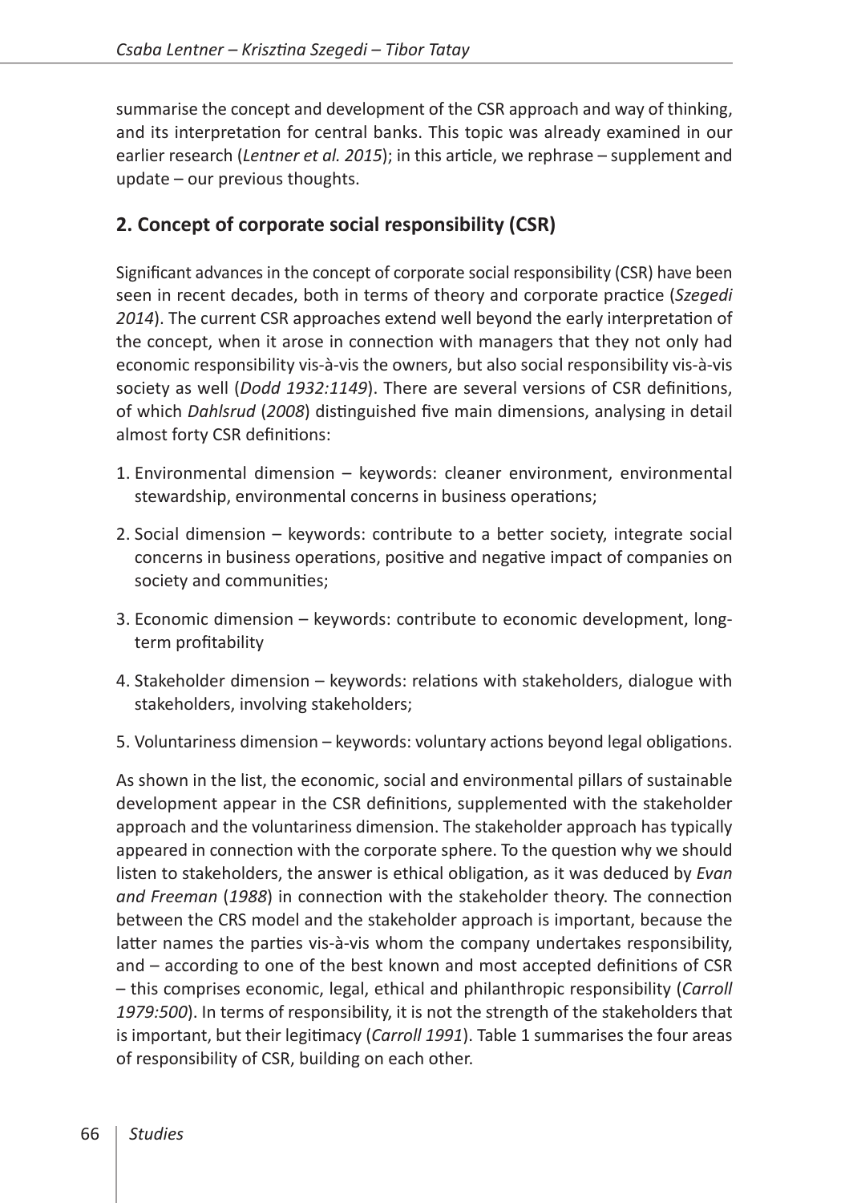summarise the concept and development of the CSR approach and way of thinking, and its interpretation for central banks. This topic was already examined in our earlier research (*Lentner et al. 2015*); in this article, we rephrase – supplement and update – our previous thoughts.

## 2. Concept of corporate social responsibility (CSR)

Significant advances in the concept of corporate social responsibility (CSR) have been seen in recent decades, both in terms of theory and corporate practice (*Szegedi 2014*). The current CSR approaches extend well beyond the early interpretation of the concept, when it arose in connection with managers that they not only had economic responsibility vis-à-vis the owners, but also social responsibility vis-à-vis society as well (*Dodd 1932:1149*). There are several versions of CSR definitions, of which *Dahlsrud* (*2008*) distinguished five main dimensions, analysing in detail almost forty CSR definitions:

1. Environmental dimension – keywords: cleaner environment, environmental stewardship, environmental concerns in business operations;
2. Social dimension – keywords: contribute to a better society, integrate social concerns in business operations, positive and negative impact of companies on society and communities;
3. Economic dimension – keywords: contribute to economic development, long-term profitability
4. Stakeholder dimension – keywords: relations with stakeholders, dialogue with stakeholders, involving stakeholders;
5. Voluntariness dimension – keywords: voluntary actions beyond legal obligations.

As shown in the list, the economic, social and environmental pillars of sustainable development appear in the CSR definitions, supplemented with the stakeholder approach and the voluntariness dimension. The stakeholder approach has typically appeared in connection with the corporate sphere. To the question why we should listen to stakeholders, the answer is ethical obligation, as it was deduced by *Evan and Freeman* (*1988*) in connection with the stakeholder theory. The connection between the CRS model and the stakeholder approach is important, because the latter names the parties vis-à-vis whom the company undertakes responsibility, and – according to one of the best known and most accepted definitions of CSR – this comprises economic, legal, ethical and philanthropic responsibility (*Carroll 1979:500*). In terms of responsibility, it is not the strength of the stakeholders that is important, but their legitimacy (*Carroll 1991*). Table 1 summarises the four areas of responsibility of CSR, building on each other.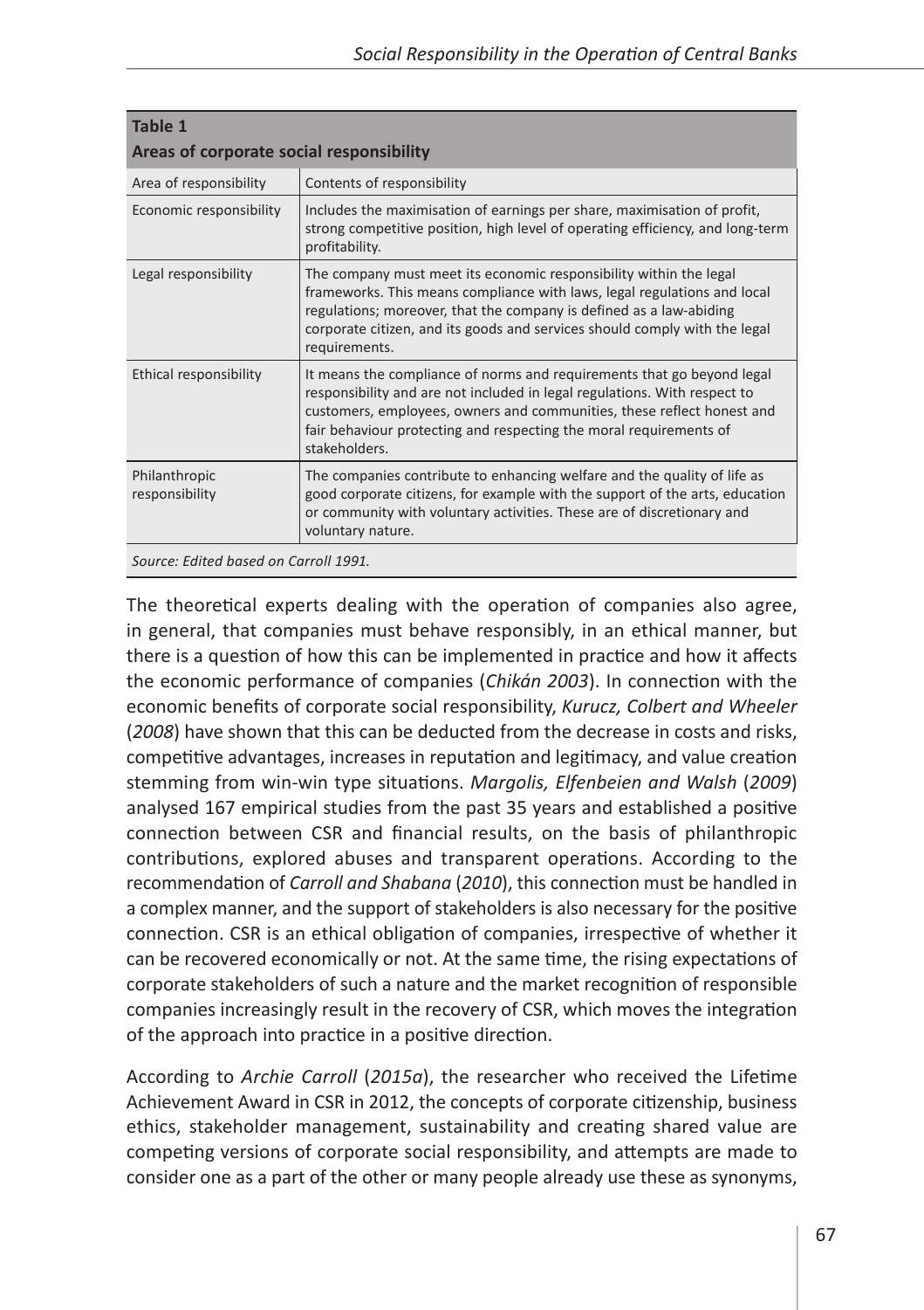**Table 1**
**Areas of corporate social responsibility**

| Area of responsibility | Contents of responsibility |
|---|---|
| Economic responsibility | Includes the maximisation of earnings per share, maximisation of profit, strong competitive position, high level of operating efficiency, and long-term profitability. |
| Legal responsibility | The company must meet its economic responsibility within the legal frameworks. This means compliance with laws, legal regulations and local regulations; moreover, that the company is defined as a law-abiding corporate citizen, and its goods and services should comply with the legal requirements. |
| Ethical responsibility | It means the compliance of norms and requirements that go beyond legal responsibility and are not included in legal regulations. With respect to customers, employees, owners and communities, these reflect honest and fair behaviour protecting and respecting the moral requirements of stakeholders. |
| Philanthropic responsibility | The companies contribute to enhancing welfare and the quality of life as good corporate citizens, for example with the support of the arts, education or community with voluntary activities. These are of discretionary and voluntary nature. |

*Source: Edited based on Carroll 1991.*

The theoretical experts dealing with the operation of companies also agree, in general, that companies must behave responsibly, in an ethical manner, but there is a question of how this can be implemented in practice and how it affects the economic performance of companies (*Chikán 2003*). In connection with the economic benefits of corporate social responsibility, *Kurucz, Colbert and Wheeler* (*2008*) have shown that this can be deducted from the decrease in costs and risks, competitive advantages, increases in reputation and legitimacy, and value creation stemming from win-win type situations. *Margolis, Elfenbeien and Walsh* (*2009*) analysed 167 empirical studies from the past 35 years and established a positive connection between CSR and financial results, on the basis of philanthropic contributions, explored abuses and transparent operations. According to the recommendation of *Carroll and Shabana* (*2010*), this connection must be handled in a complex manner, and the support of stakeholders is also necessary for the positive connection. CSR is an ethical obligation of companies, irrespective of whether it can be recovered economically or not. At the same time, the rising expectations of corporate stakeholders of such a nature and the market recognition of responsible companies increasingly result in the recovery of CSR, which moves the integration of the approach into practice in a positive direction.

According to *Archie Carroll* (*2015a*), the researcher who received the Lifetime Achievement Award in CSR in 2012, the concepts of corporate citizenship, business ethics, stakeholder management, sustainability and creating shared value are competing versions of corporate social responsibility, and attempts are made to consider one as a part of the other or many people already use these as synonyms,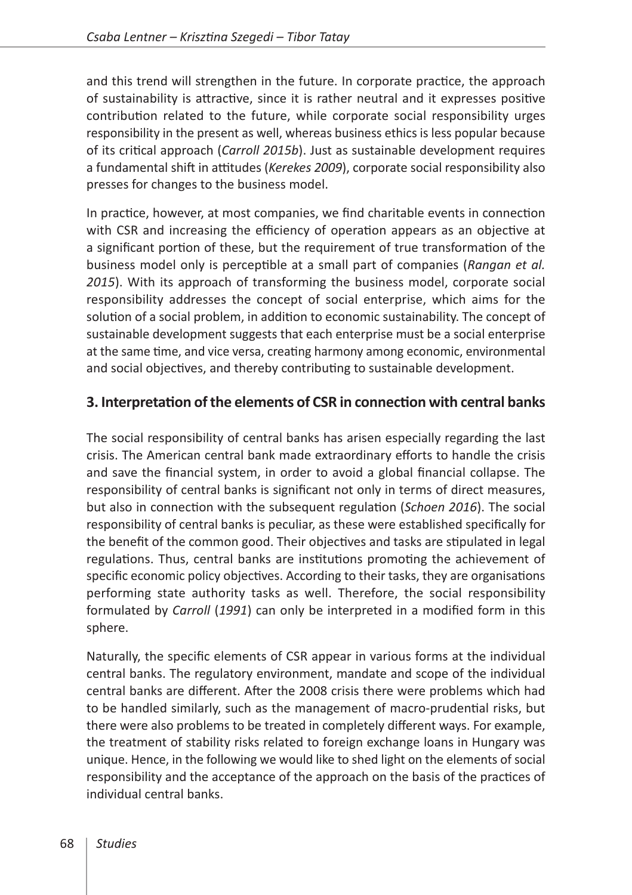and this trend will strengthen in the future. In corporate practice, the approach of sustainability is attractive, since it is rather neutral and it expresses positive contribution related to the future, while corporate social responsibility urges responsibility in the present as well, whereas business ethics is less popular because of its critical approach (*Carroll 2015b*). Just as sustainable development requires a fundamental shift in attitudes (*Kerekes 2009*), corporate social responsibility also presses for changes to the business model.

In practice, however, at most companies, we find charitable events in connection with CSR and increasing the efficiency of operation appears as an objective at a significant portion of these, but the requirement of true transformation of the business model only is perceptible at a small part of companies (*Rangan et al. 2015*). With its approach of transforming the business model, corporate social responsibility addresses the concept of social enterprise, which aims for the solution of a social problem, in addition to economic sustainability. The concept of sustainable development suggests that each enterprise must be a social enterprise at the same time, and vice versa, creating harmony among economic, environmental and social objectives, and thereby contributing to sustainable development.

## 3. Interpretation of the elements of CSR in connection with central banks

The social responsibility of central banks has arisen especially regarding the last crisis. The American central bank made extraordinary efforts to handle the crisis and save the financial system, in order to avoid a global financial collapse. The responsibility of central banks is significant not only in terms of direct measures, but also in connection with the subsequent regulation (*Schoen 2016*). The social responsibility of central banks is peculiar, as these were established specifically for the benefit of the common good. Their objectives and tasks are stipulated in legal regulations. Thus, central banks are institutions promoting the achievement of specific economic policy objectives. According to their tasks, they are organisations performing state authority tasks as well. Therefore, the social responsibility formulated by *Carroll* (*1991*) can only be interpreted in a modified form in this sphere.

Naturally, the specific elements of CSR appear in various forms at the individual central banks. The regulatory environment, mandate and scope of the individual central banks are different. After the 2008 crisis there were problems which had to be handled similarly, such as the management of macro-prudential risks, but there were also problems to be treated in completely different ways. For example, the treatment of stability risks related to foreign exchange loans in Hungary was unique. Hence, in the following we would like to shed light on the elements of social responsibility and the acceptance of the approach on the basis of the practices of individual central banks.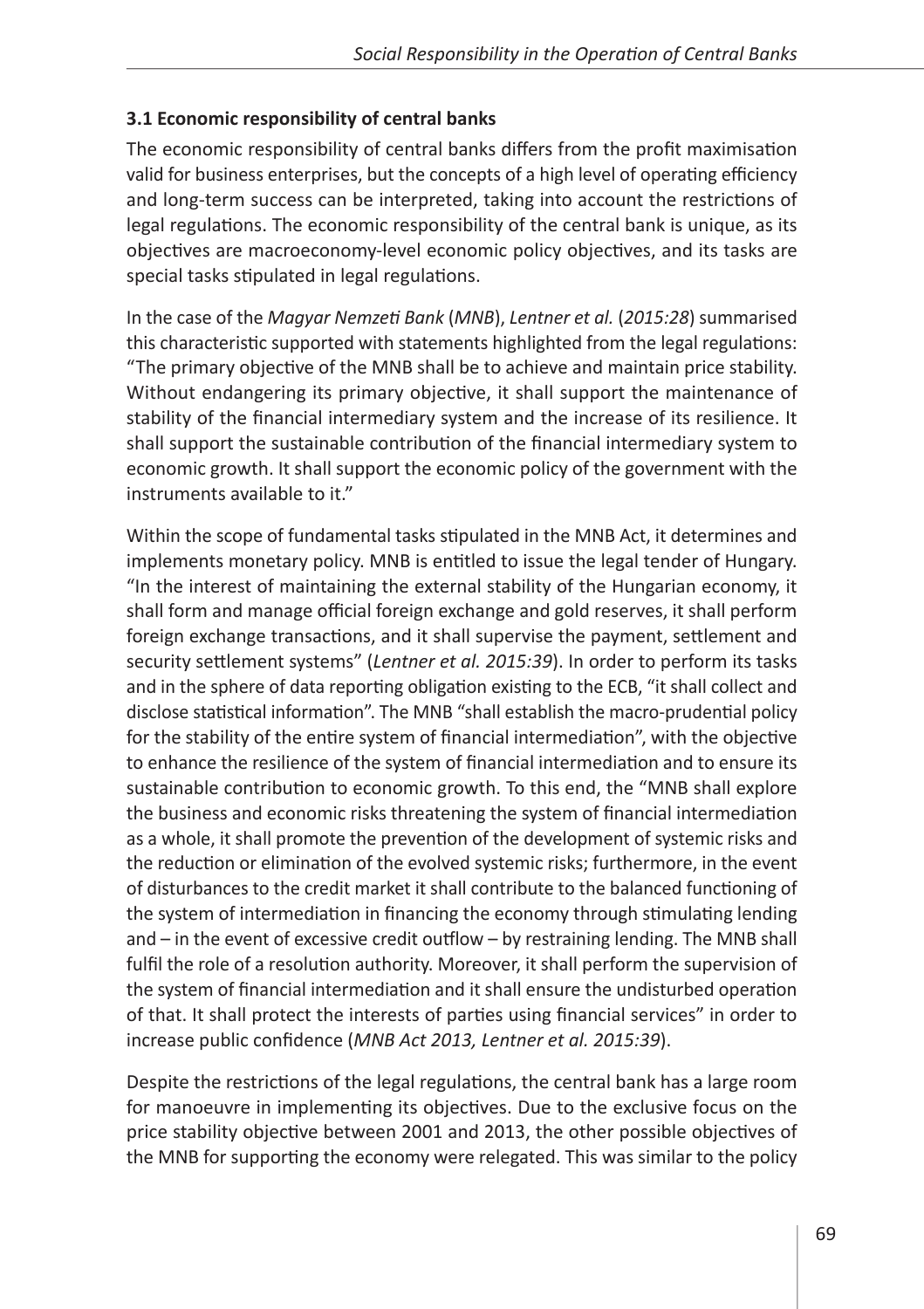### 3.1 Economic responsibility of central banks

The economic responsibility of central banks differs from the profit maximisation valid for business enterprises, but the concepts of a high level of operating efficiency and long-term success can be interpreted, taking into account the restrictions of legal regulations. The economic responsibility of the central bank is unique, as its objectives are macroeconomy-level economic policy objectives, and its tasks are special tasks stipulated in legal regulations.

In the case of the *Magyar Nemzeti Bank* (*MNB*), *Lentner et al.* (*2015:28*) summarised this characteristic supported with statements highlighted from the legal regulations: "The primary objective of the MNB shall be to achieve and maintain price stability. Without endangering its primary objective, it shall support the maintenance of stability of the financial intermediary system and the increase of its resilience. It shall support the sustainable contribution of the financial intermediary system to economic growth. It shall support the economic policy of the government with the instruments available to it."

Within the scope of fundamental tasks stipulated in the MNB Act, it determines and implements monetary policy. MNB is entitled to issue the legal tender of Hungary. "In the interest of maintaining the external stability of the Hungarian economy, it shall form and manage official foreign exchange and gold reserves, it shall perform foreign exchange transactions, and it shall supervise the payment, settlement and security settlement systems" (*Lentner et al. 2015:39*). In order to perform its tasks and in the sphere of data reporting obligation existing to the ECB, "it shall collect and disclose statistical information". The MNB "shall establish the macro-prudential policy for the stability of the entire system of financial intermediation", with the objective to enhance the resilience of the system of financial intermediation and to ensure its sustainable contribution to economic growth. To this end, the "MNB shall explore the business and economic risks threatening the system of financial intermediation as a whole, it shall promote the prevention of the development of systemic risks and the reduction or elimination of the evolved systemic risks; furthermore, in the event of disturbances to the credit market it shall contribute to the balanced functioning of the system of intermediation in financing the economy through stimulating lending and – in the event of excessive credit outflow – by restraining lending. The MNB shall fulfil the role of a resolution authority. Moreover, it shall perform the supervision of the system of financial intermediation and it shall ensure the undisturbed operation of that. It shall protect the interests of parties using financial services" in order to increase public confidence (*MNB Act 2013, Lentner et al. 2015:39*).

Despite the restrictions of the legal regulations, the central bank has a large room for manoeuvre in implementing its objectives. Due to the exclusive focus on the price stability objective between 2001 and 2013, the other possible objectives of the MNB for supporting the economy were relegated. This was similar to the policy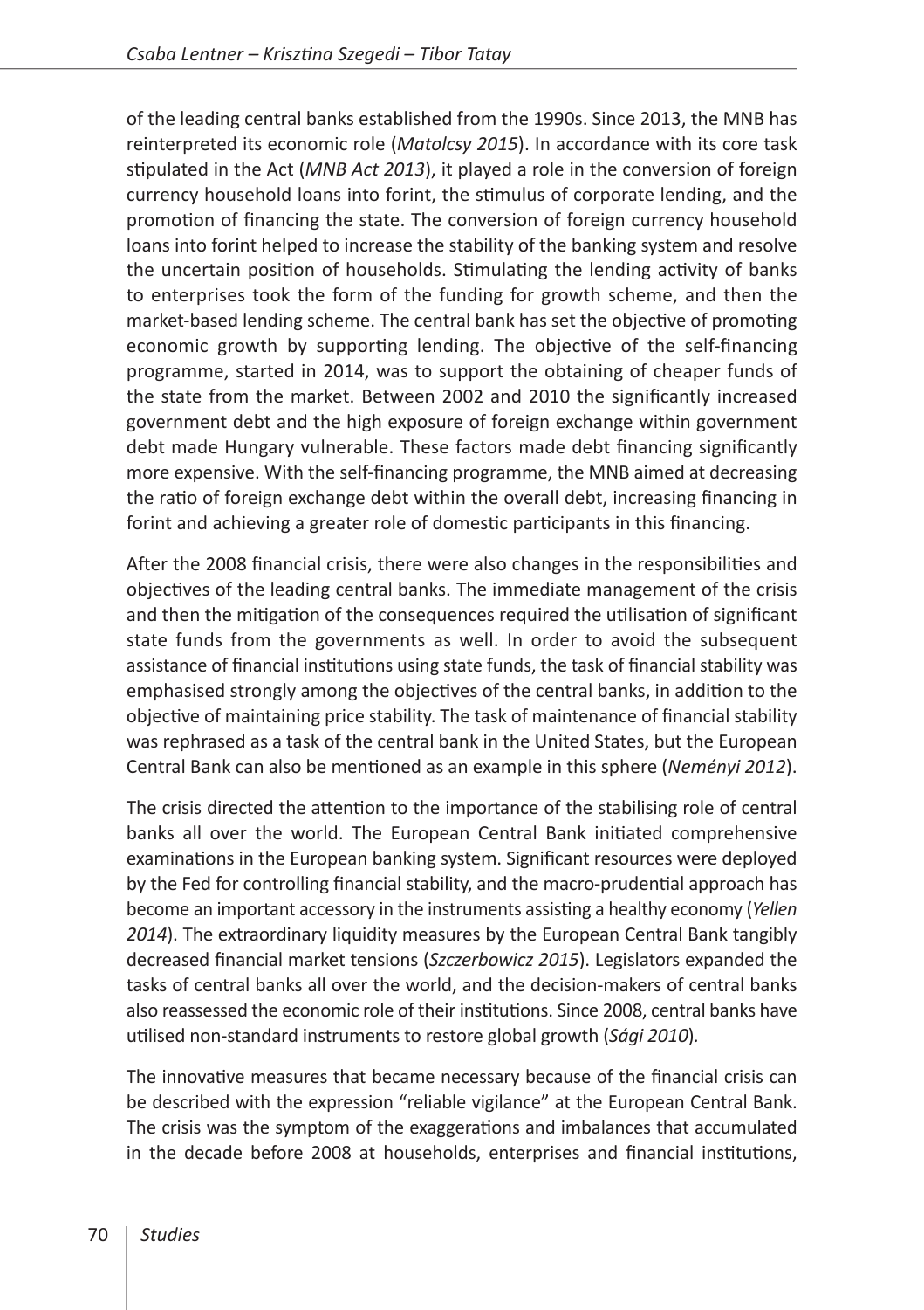of the leading central banks established from the 1990s. Since 2013, the MNB has reinterpreted its economic role (*Matolcsy 2015*). In accordance with its core task stipulated in the Act (*MNB Act 2013*), it played a role in the conversion of foreign currency household loans into forint, the stimulus of corporate lending, and the promotion of financing the state. The conversion of foreign currency household loans into forint helped to increase the stability of the banking system and resolve the uncertain position of households. Stimulating the lending activity of banks to enterprises took the form of the funding for growth scheme, and then the market-based lending scheme. The central bank has set the objective of promoting economic growth by supporting lending. The objective of the self-financing programme, started in 2014, was to support the obtaining of cheaper funds of the state from the market. Between 2002 and 2010 the significantly increased government debt and the high exposure of foreign exchange within government debt made Hungary vulnerable. These factors made debt financing significantly more expensive. With the self-financing programme, the MNB aimed at decreasing the ratio of foreign exchange debt within the overall debt, increasing financing in forint and achieving a greater role of domestic participants in this financing.

After the 2008 financial crisis, there were also changes in the responsibilities and objectives of the leading central banks. The immediate management of the crisis and then the mitigation of the consequences required the utilisation of significant state funds from the governments as well. In order to avoid the subsequent assistance of financial institutions using state funds, the task of financial stability was emphasised strongly among the objectives of the central banks, in addition to the objective of maintaining price stability. The task of maintenance of financial stability was rephrased as a task of the central bank in the United States, but the European Central Bank can also be mentioned as an example in this sphere (*Neményi 2012*).

The crisis directed the attention to the importance of the stabilising role of central banks all over the world. The European Central Bank initiated comprehensive examinations in the European banking system. Significant resources were deployed by the Fed for controlling financial stability, and the macro-prudential approach has become an important accessory in the instruments assisting a healthy economy (*Yellen 2014*). The extraordinary liquidity measures by the European Central Bank tangibly decreased financial market tensions (*Szczerbowicz 2015*). Legislators expanded the tasks of central banks all over the world, and the decision-makers of central banks also reassessed the economic role of their institutions. Since 2008, central banks have utilised non-standard instruments to restore global growth (*Sági 2010*).

The innovative measures that became necessary because of the financial crisis can be described with the expression "reliable vigilance" at the European Central Bank. The crisis was the symptom of the exaggerations and imbalances that accumulated in the decade before 2008 at households, enterprises and financial institutions,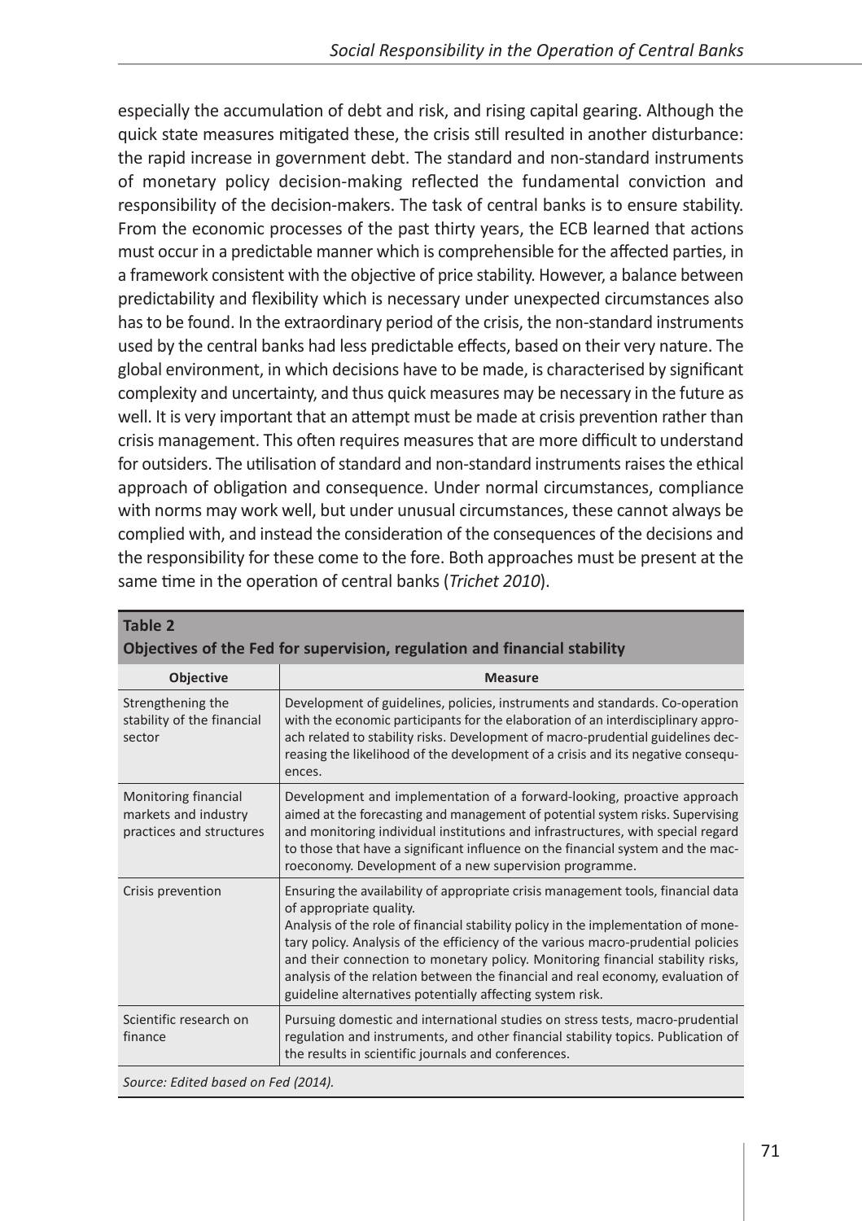especially the accumulation of debt and risk, and rising capital gearing. Although the quick state measures mitigated these, the crisis still resulted in another disturbance: the rapid increase in government debt. The standard and non-standard instruments of monetary policy decision-making reflected the fundamental conviction and responsibility of the decision-makers. The task of central banks is to ensure stability. From the economic processes of the past thirty years, the ECB learned that actions must occur in a predictable manner which is comprehensible for the affected parties, in a framework consistent with the objective of price stability. However, a balance between predictability and flexibility which is necessary under unexpected circumstances also has to be found. In the extraordinary period of the crisis, the non-standard instruments used by the central banks had less predictable effects, based on their very nature. The global environment, in which decisions have to be made, is characterised by significant complexity and uncertainty, and thus quick measures may be necessary in the future as well. It is very important that an attempt must be made at crisis prevention rather than crisis management. This often requires measures that are more difficult to understand for outsiders. The utilisation of standard and non-standard instruments raises the ethical approach of obligation and consequence. Under normal circumstances, compliance with norms may work well, but under unusual circumstances, these cannot always be complied with, and instead the consideration of the consequences of the decisions and the responsibility for these come to the fore. Both approaches must be present at the same time in the operation of central banks (*Trichet 2010*).

**Table 2**
**Objectives of the Fed for supervision, regulation and financial stability**

| Objective | Measure |
|---|---|
| Strengthening the stability of the financial sector | Development of guidelines, policies, instruments and standards. Co-operation with the economic participants for the elaboration of an interdisciplinary approach related to stability risks. Development of macro-prudential guidelines decreasing the likelihood of the development of a crisis and its negative consequences. |
| Monitoring financial markets and industry practices and structures | Development and implementation of a forward-looking, proactive approach aimed at the forecasting and management of potential system risks. Supervising and monitoring individual institutions and infrastructures, with special regard to those that have a significant influence on the financial system and the macroeconomy. Development of a new supervision programme. |
| Crisis prevention | Ensuring the availability of appropriate crisis management tools, financial data of appropriate quality.<br>Analysis of the role of financial stability policy in the implementation of monetary policy. Analysis of the efficiency of the various macro-prudential policies and their connection to monetary policy. Monitoring financial stability risks, analysis of the relation between the financial and real economy, evaluation of guideline alternatives potentially affecting system risk. |
| Scientific research on finance | Pursuing domestic and international studies on stress tests, macro-prudential regulation and instruments, and other financial stability topics. Publication of the results in scientific journals and conferences. |

*Source: Edited based on Fed (2014).*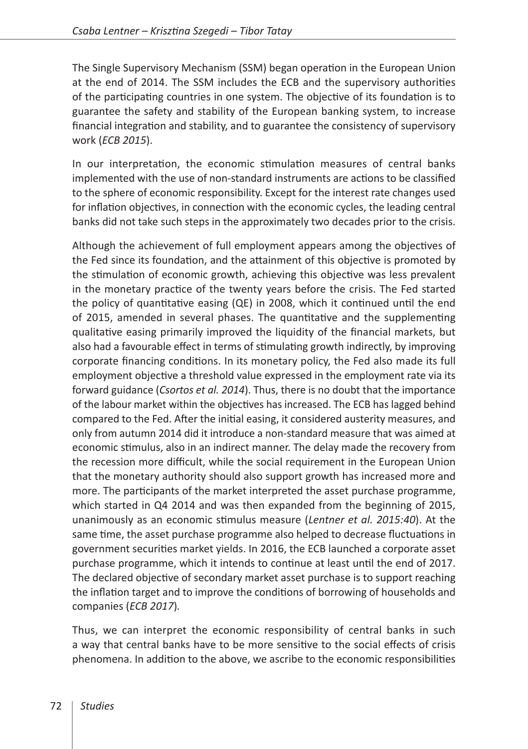The Single Supervisory Mechanism (SSM) began operation in the European Union at the end of 2014. The SSM includes the ECB and the supervisory authorities of the participating countries in one system. The objective of its foundation is to guarantee the safety and stability of the European banking system, to increase financial integration and stability, and to guarantee the consistency of supervisory work (*ECB 2015*).

In our interpretation, the economic stimulation measures of central banks implemented with the use of non-standard instruments are actions to be classified to the sphere of economic responsibility. Except for the interest rate changes used for inflation objectives, in connection with the economic cycles, the leading central banks did not take such steps in the approximately two decades prior to the crisis.

Although the achievement of full employment appears among the objectives of the Fed since its foundation, and the attainment of this objective is promoted by the stimulation of economic growth, achieving this objective was less prevalent in the monetary practice of the twenty years before the crisis. The Fed started the policy of quantitative easing (QE) in 2008, which it continued until the end of 2015, amended in several phases. The quantitative and the supplementing qualitative easing primarily improved the liquidity of the financial markets, but also had a favourable effect in terms of stimulating growth indirectly, by improving corporate financing conditions. In its monetary policy, the Fed also made its full employment objective a threshold value expressed in the employment rate via its forward guidance (*Csortos et al. 2014*). Thus, there is no doubt that the importance of the labour market within the objectives has increased. The ECB has lagged behind compared to the Fed. After the initial easing, it considered austerity measures, and only from autumn 2014 did it introduce a non-standard measure that was aimed at economic stimulus, also in an indirect manner. The delay made the recovery from the recession more difficult, while the social requirement in the European Union that the monetary authority should also support growth has increased more and more. The participants of the market interpreted the asset purchase programme, which started in Q4 2014 and was then expanded from the beginning of 2015, unanimously as an economic stimulus measure (*Lentner et al. 2015:40*). At the same time, the asset purchase programme also helped to decrease fluctuations in government securities market yields. In 2016, the ECB launched a corporate asset purchase programme, which it intends to continue at least until the end of 2017. The declared objective of secondary market asset purchase is to support reaching the inflation target and to improve the conditions of borrowing of households and companies (*ECB 2017*).

Thus, we can interpret the economic responsibility of central banks in such a way that central banks have to be more sensitive to the social effects of crisis phenomena. In addition to the above, we ascribe to the economic responsibilities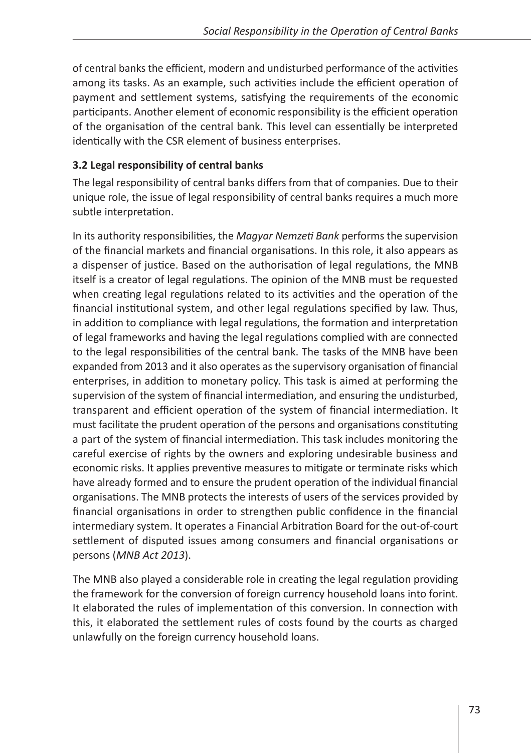of central banks the efficient, modern and undisturbed performance of the activities among its tasks. As an example, such activities include the efficient operation of payment and settlement systems, satisfying the requirements of the economic participants. Another element of economic responsibility is the efficient operation of the organisation of the central bank. This level can essentially be interpreted identically with the CSR element of business enterprises.

### 3.2 Legal responsibility of central banks

The legal responsibility of central banks differs from that of companies. Due to their unique role, the issue of legal responsibility of central banks requires a much more subtle interpretation.

In its authority responsibilities, the *Magyar Nemzeti Bank* performs the supervision of the financial markets and financial organisations. In this role, it also appears as a dispenser of justice. Based on the authorisation of legal regulations, the MNB itself is a creator of legal regulations. The opinion of the MNB must be requested when creating legal regulations related to its activities and the operation of the financial institutional system, and other legal regulations specified by law. Thus, in addition to compliance with legal regulations, the formation and interpretation of legal frameworks and having the legal regulations complied with are connected to the legal responsibilities of the central bank. The tasks of the MNB have been expanded from 2013 and it also operates as the supervisory organisation of financial enterprises, in addition to monetary policy. This task is aimed at performing the supervision of the system of financial intermediation, and ensuring the undisturbed, transparent and efficient operation of the system of financial intermediation. It must facilitate the prudent operation of the persons and organisations constituting a part of the system of financial intermediation. This task includes monitoring the careful exercise of rights by the owners and exploring undesirable business and economic risks. It applies preventive measures to mitigate or terminate risks which have already formed and to ensure the prudent operation of the individual financial organisations. The MNB protects the interests of users of the services provided by financial organisations in order to strengthen public confidence in the financial intermediary system. It operates a Financial Arbitration Board for the out-of-court settlement of disputed issues among consumers and financial organisations or persons (*MNB Act 2013*).

The MNB also played a considerable role in creating the legal regulation providing the framework for the conversion of foreign currency household loans into forint. It elaborated the rules of implementation of this conversion. In connection with this, it elaborated the settlement rules of costs found by the courts as charged unlawfully on the foreign currency household loans.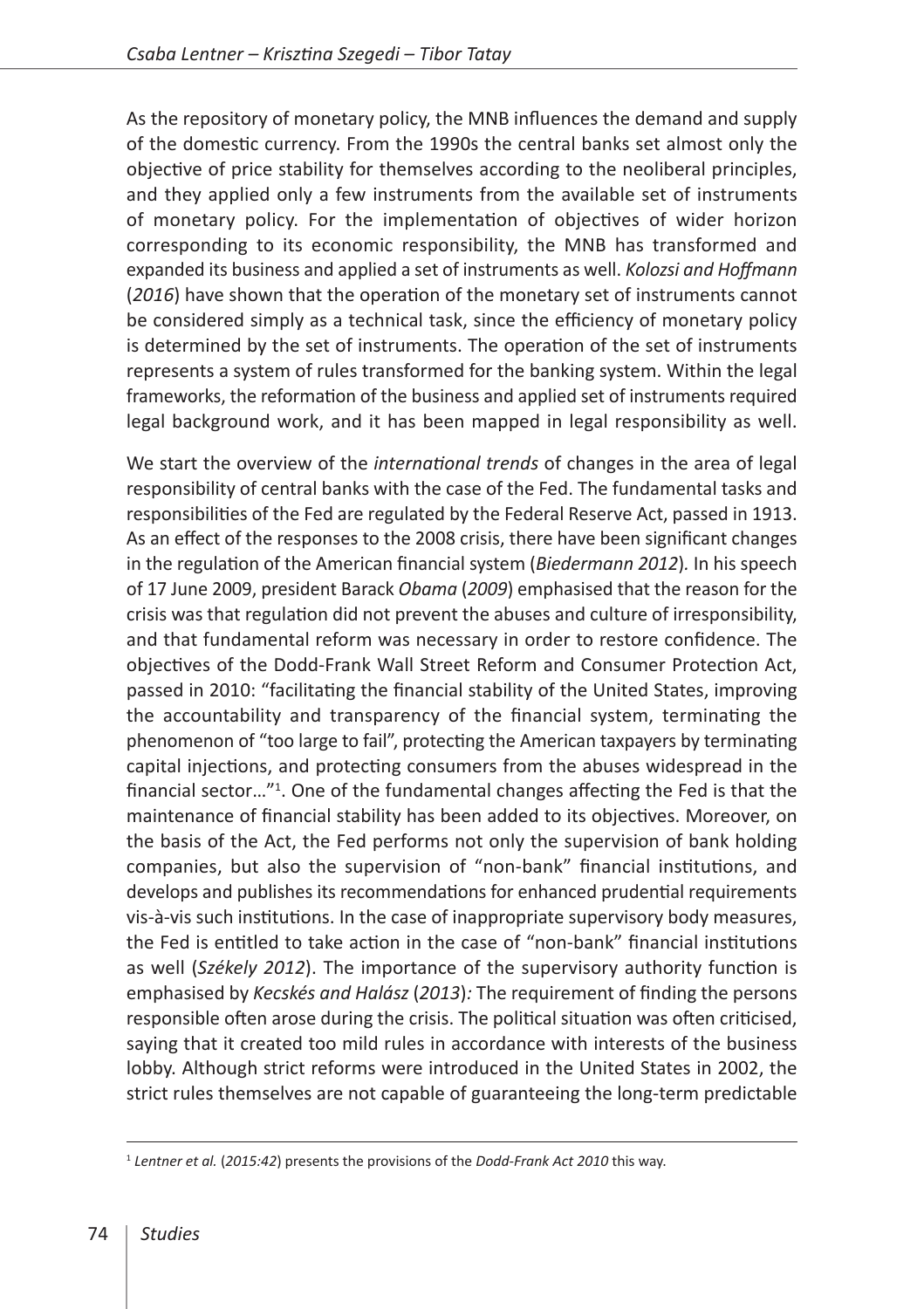As the repository of monetary policy, the MNB influences the demand and supply of the domestic currency. From the 1990s the central banks set almost only the objective of price stability for themselves according to the neoliberal principles, and they applied only a few instruments from the available set of instruments of monetary policy. For the implementation of objectives of wider horizon corresponding to its economic responsibility, the MNB has transformed and expanded its business and applied a set of instruments as well. *Kolozsi and Hoffmann* (*2016*) have shown that the operation of the monetary set of instruments cannot be considered simply as a technical task, since the efficiency of monetary policy is determined by the set of instruments. The operation of the set of instruments represents a system of rules transformed for the banking system. Within the legal frameworks, the reformation of the business and applied set of instruments required legal background work, and it has been mapped in legal responsibility as well.

We start the overview of the *international trends* of changes in the area of legal responsibility of central banks with the case of the Fed. The fundamental tasks and responsibilities of the Fed are regulated by the Federal Reserve Act, passed in 1913. As an effect of the responses to the 2008 crisis, there have been significant changes in the regulation of the American financial system (*Biedermann 2012*). In his speech of 17 June 2009, president Barack *Obama* (*2009*) emphasised that the reason for the crisis was that regulation did not prevent the abuses and culture of irresponsibility, and that fundamental reform was necessary in order to restore confidence. The objectives of the Dodd-Frank Wall Street Reform and Consumer Protection Act, passed in 2010: "facilitating the financial stability of the United States, improving the accountability and transparency of the financial system, terminating the phenomenon of "too large to fail", protecting the American taxpayers by terminating capital injections, and protecting consumers from the abuses widespread in the financial sector…"[1]. One of the fundamental changes affecting the Fed is that the maintenance of financial stability has been added to its objectives. Moreover, on the basis of the Act, the Fed performs not only the supervision of bank holding companies, but also the supervision of "non-bank" financial institutions, and develops and publishes its recommendations for enhanced prudential requirements vis-à-vis such institutions. In the case of inappropriate supervisory body measures, the Fed is entitled to take action in the case of "non-bank" financial institutions as well (*Székely 2012*). The importance of the supervisory authority function is emphasised by *Kecskés and Halász* (*2013*)*:* The requirement of finding the persons responsible often arose during the crisis. The political situation was often criticised, saying that it created too mild rules in accordance with interests of the business lobby. Although strict reforms were introduced in the United States in 2002, the strict rules themselves are not capable of guaranteeing the long-term predictable

[1] *Lentner et al.* (*2015:42*) presents the provisions of the *Dodd-Frank Act 2010* this way.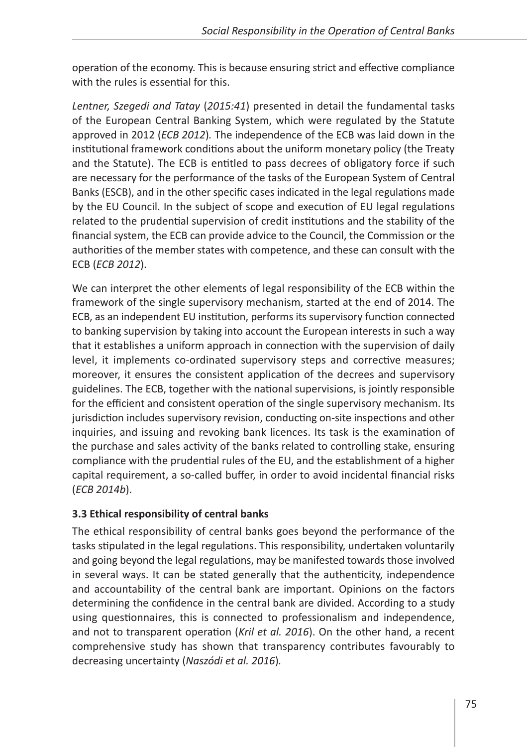operation of the economy. This is because ensuring strict and effective compliance with the rules is essential for this.

*Lentner, Szegedi and Tatay* (*2015:41*) presented in detail the fundamental tasks of the European Central Banking System, which were regulated by the Statute approved in 2012 (*ECB 2012*). The independence of the ECB was laid down in the institutional framework conditions about the uniform monetary policy (the Treaty and the Statute). The ECB is entitled to pass decrees of obligatory force if such are necessary for the performance of the tasks of the European System of Central Banks (ESCB), and in the other specific cases indicated in the legal regulations made by the EU Council. In the subject of scope and execution of EU legal regulations related to the prudential supervision of credit institutions and the stability of the financial system, the ECB can provide advice to the Council, the Commission or the authorities of the member states with competence, and these can consult with the ECB (*ECB 2012*).

We can interpret the other elements of legal responsibility of the ECB within the framework of the single supervisory mechanism, started at the end of 2014. The ECB, as an independent EU institution, performs its supervisory function connected to banking supervision by taking into account the European interests in such a way that it establishes a uniform approach in connection with the supervision of daily level, it implements co-ordinated supervisory steps and corrective measures; moreover, it ensures the consistent application of the decrees and supervisory guidelines. The ECB, together with the national supervisions, is jointly responsible for the efficient and consistent operation of the single supervisory mechanism. Its jurisdiction includes supervisory revision, conducting on-site inspections and other inquiries, and issuing and revoking bank licences. Its task is the examination of the purchase and sales activity of the banks related to controlling stake, ensuring compliance with the prudential rules of the EU, and the establishment of a higher capital requirement, a so-called buffer, in order to avoid incidental financial risks (*ECB 2014b*).

### 3.3 Ethical responsibility of central banks

The ethical responsibility of central banks goes beyond the performance of the tasks stipulated in the legal regulations. This responsibility, undertaken voluntarily and going beyond the legal regulations, may be manifested towards those involved in several ways. It can be stated generally that the authenticity, independence and accountability of the central bank are important. Opinions on the factors determining the confidence in the central bank are divided. According to a study using questionnaires, this is connected to professionalism and independence, and not to transparent operation (*Kril et al. 2016*). On the other hand, a recent comprehensive study has shown that transparency contributes favourably to decreasing uncertainty (*Naszódi et al. 2016*).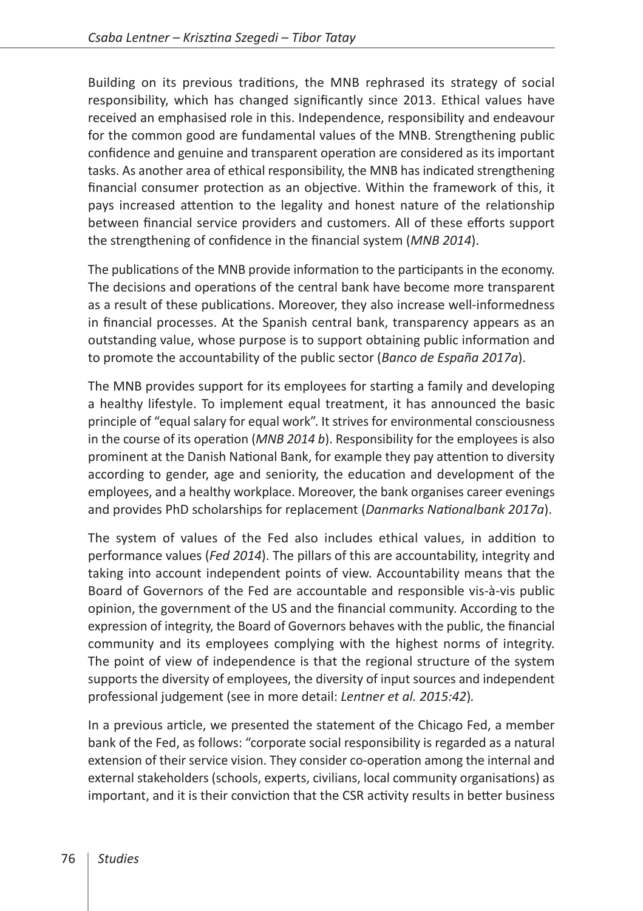Building on its previous traditions, the MNB rephrased its strategy of social responsibility, which has changed significantly since 2013. Ethical values have received an emphasised role in this. Independence, responsibility and endeavour for the common good are fundamental values of the MNB. Strengthening public confidence and genuine and transparent operation are considered as its important tasks. As another area of ethical responsibility, the MNB has indicated strengthening financial consumer protection as an objective. Within the framework of this, it pays increased attention to the legality and honest nature of the relationship between financial service providers and customers. All of these efforts support the strengthening of confidence in the financial system (*MNB 2014*).

The publications of the MNB provide information to the participants in the economy. The decisions and operations of the central bank have become more transparent as a result of these publications. Moreover, they also increase well-informedness in financial processes. At the Spanish central bank, transparency appears as an outstanding value, whose purpose is to support obtaining public information and to promote the accountability of the public sector (*Banco de España 2017a*).

The MNB provides support for its employees for starting a family and developing a healthy lifestyle. To implement equal treatment, it has announced the basic principle of "equal salary for equal work". It strives for environmental consciousness in the course of its operation (*MNB 2014 b*). Responsibility for the employees is also prominent at the Danish National Bank, for example they pay attention to diversity according to gender, age and seniority, the education and development of the employees, and a healthy workplace. Moreover, the bank organises career evenings and provides PhD scholarships for replacement (*Danmarks Nationalbank 2017a*).

The system of values of the Fed also includes ethical values, in addition to performance values (*Fed 2014*). The pillars of this are accountability, integrity and taking into account independent points of view. Accountability means that the Board of Governors of the Fed are accountable and responsible vis-à-vis public opinion, the government of the US and the financial community. According to the expression of integrity, the Board of Governors behaves with the public, the financial community and its employees complying with the highest norms of integrity. The point of view of independence is that the regional structure of the system supports the diversity of employees, the diversity of input sources and independent professional judgement (see in more detail: *Lentner et al. 2015:42*).

In a previous article, we presented the statement of the Chicago Fed, a member bank of the Fed, as follows: "corporate social responsibility is regarded as a natural extension of their service vision. They consider co-operation among the internal and external stakeholders (schools, experts, civilians, local community organisations) as important, and it is their conviction that the CSR activity results in better business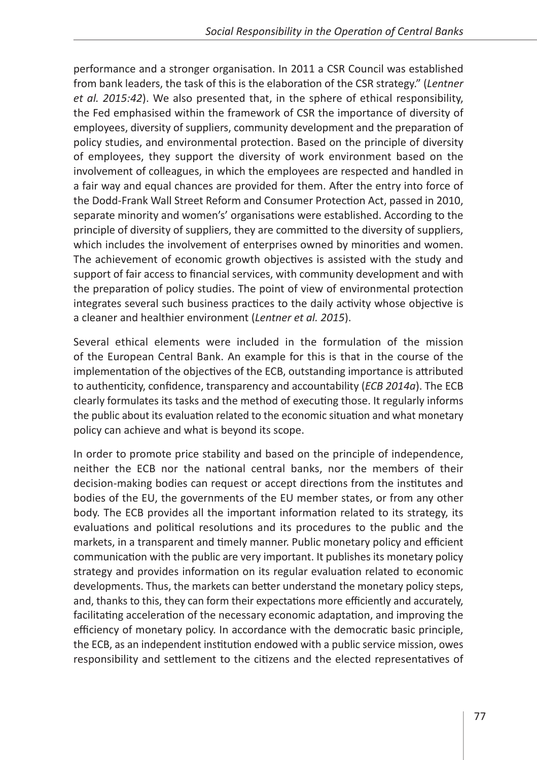performance and a stronger organisation. In 2011 a CSR Council was established from bank leaders, the task of this is the elaboration of the CSR strategy." (*Lentner et al. 2015:42*). We also presented that, in the sphere of ethical responsibility, the Fed emphasised within the framework of CSR the importance of diversity of employees, diversity of suppliers, community development and the preparation of policy studies, and environmental protection. Based on the principle of diversity of employees, they support the diversity of work environment based on the involvement of colleagues, in which the employees are respected and handled in a fair way and equal chances are provided for them. After the entry into force of the Dodd-Frank Wall Street Reform and Consumer Protection Act, passed in 2010, separate minority and women's' organisations were established. According to the principle of diversity of suppliers, they are committed to the diversity of suppliers, which includes the involvement of enterprises owned by minorities and women. The achievement of economic growth objectives is assisted with the study and support of fair access to financial services, with community development and with the preparation of policy studies. The point of view of environmental protection integrates several such business practices to the daily activity whose objective is a cleaner and healthier environment (*Lentner et al. 2015*).

Several ethical elements were included in the formulation of the mission of the European Central Bank. An example for this is that in the course of the implementation of the objectives of the ECB, outstanding importance is attributed to authenticity, confidence, transparency and accountability (*ECB 2014a*). The ECB clearly formulates its tasks and the method of executing those. It regularly informs the public about its evaluation related to the economic situation and what monetary policy can achieve and what is beyond its scope.

In order to promote price stability and based on the principle of independence, neither the ECB nor the national central banks, nor the members of their decision-making bodies can request or accept directions from the institutes and bodies of the EU, the governments of the EU member states, or from any other body. The ECB provides all the important information related to its strategy, its evaluations and political resolutions and its procedures to the public and the markets, in a transparent and timely manner. Public monetary policy and efficient communication with the public are very important. It publishes its monetary policy strategy and provides information on its regular evaluation related to economic developments. Thus, the markets can better understand the monetary policy steps, and, thanks to this, they can form their expectations more efficiently and accurately, facilitating acceleration of the necessary economic adaptation, and improving the efficiency of monetary policy. In accordance with the democratic basic principle, the ECB, as an independent institution endowed with a public service mission, owes responsibility and settlement to the citizens and the elected representatives of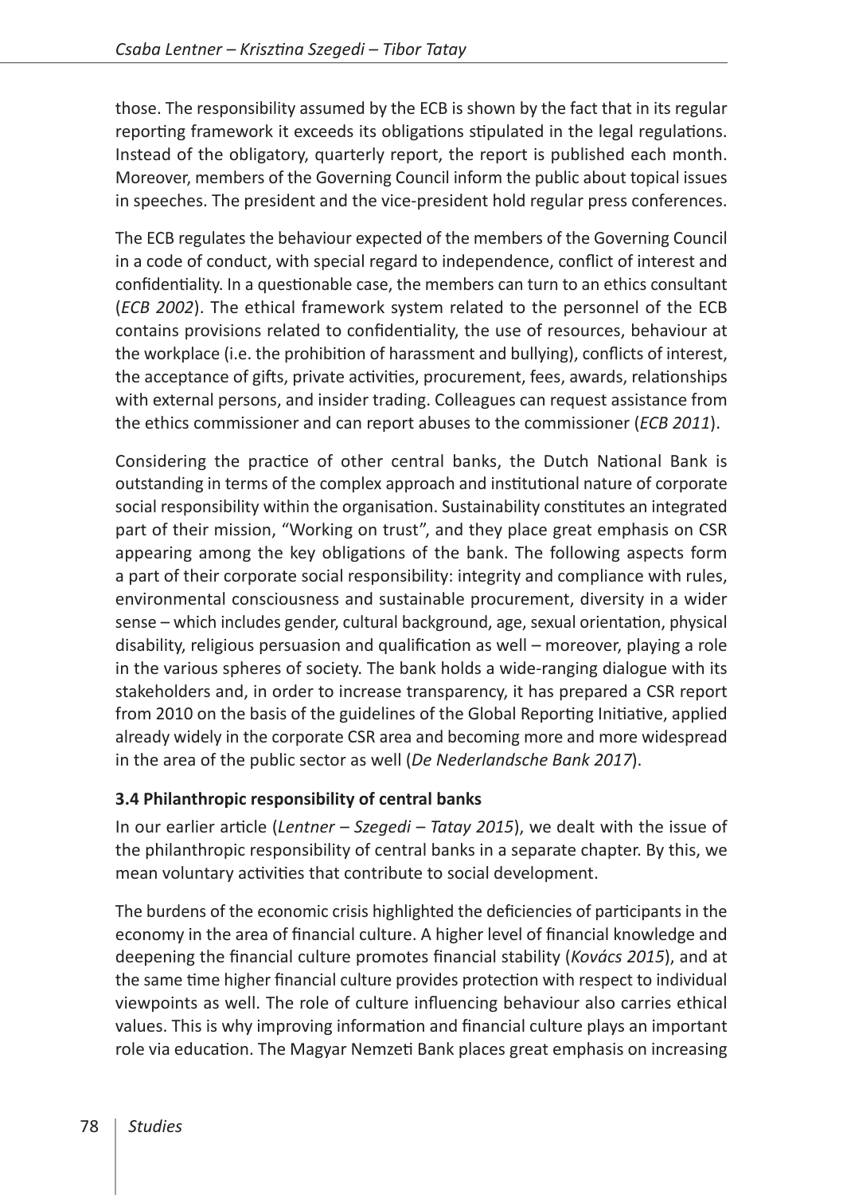those. The responsibility assumed by the ECB is shown by the fact that in its regular reporting framework it exceeds its obligations stipulated in the legal regulations. Instead of the obligatory, quarterly report, the report is published each month. Moreover, members of the Governing Council inform the public about topical issues in speeches. The president and the vice-president hold regular press conferences.

The ECB regulates the behaviour expected of the members of the Governing Council in a code of conduct, with special regard to independence, conflict of interest and confidentiality. In a questionable case, the members can turn to an ethics consultant (*ECB 2002*). The ethical framework system related to the personnel of the ECB contains provisions related to confidentiality, the use of resources, behaviour at the workplace (i.e. the prohibition of harassment and bullying), conflicts of interest, the acceptance of gifts, private activities, procurement, fees, awards, relationships with external persons, and insider trading. Colleagues can request assistance from the ethics commissioner and can report abuses to the commissioner (*ECB 2011*).

Considering the practice of other central banks, the Dutch National Bank is outstanding in terms of the complex approach and institutional nature of corporate social responsibility within the organisation. Sustainability constitutes an integrated part of their mission, "Working on trust", and they place great emphasis on CSR appearing among the key obligations of the bank. The following aspects form a part of their corporate social responsibility: integrity and compliance with rules, environmental consciousness and sustainable procurement, diversity in a wider sense – which includes gender, cultural background, age, sexual orientation, physical disability, religious persuasion and qualification as well – moreover, playing a role in the various spheres of society. The bank holds a wide-ranging dialogue with its stakeholders and, in order to increase transparency, it has prepared a CSR report from 2010 on the basis of the guidelines of the Global Reporting Initiative, applied already widely in the corporate CSR area and becoming more and more widespread in the area of the public sector as well (*De Nederlandsche Bank 2017*).

### 3.4 Philanthropic responsibility of central banks

In our earlier article (*Lentner – Szegedi – Tatay 2015*), we dealt with the issue of the philanthropic responsibility of central banks in a separate chapter. By this, we mean voluntary activities that contribute to social development.

The burdens of the economic crisis highlighted the deficiencies of participants in the economy in the area of financial culture. A higher level of financial knowledge and deepening the financial culture promotes financial stability (*Kovács 2015*), and at the same time higher financial culture provides protection with respect to individual viewpoints as well. The role of culture influencing behaviour also carries ethical values. This is why improving information and financial culture plays an important role via education. The Magyar Nemzeti Bank places great emphasis on increasing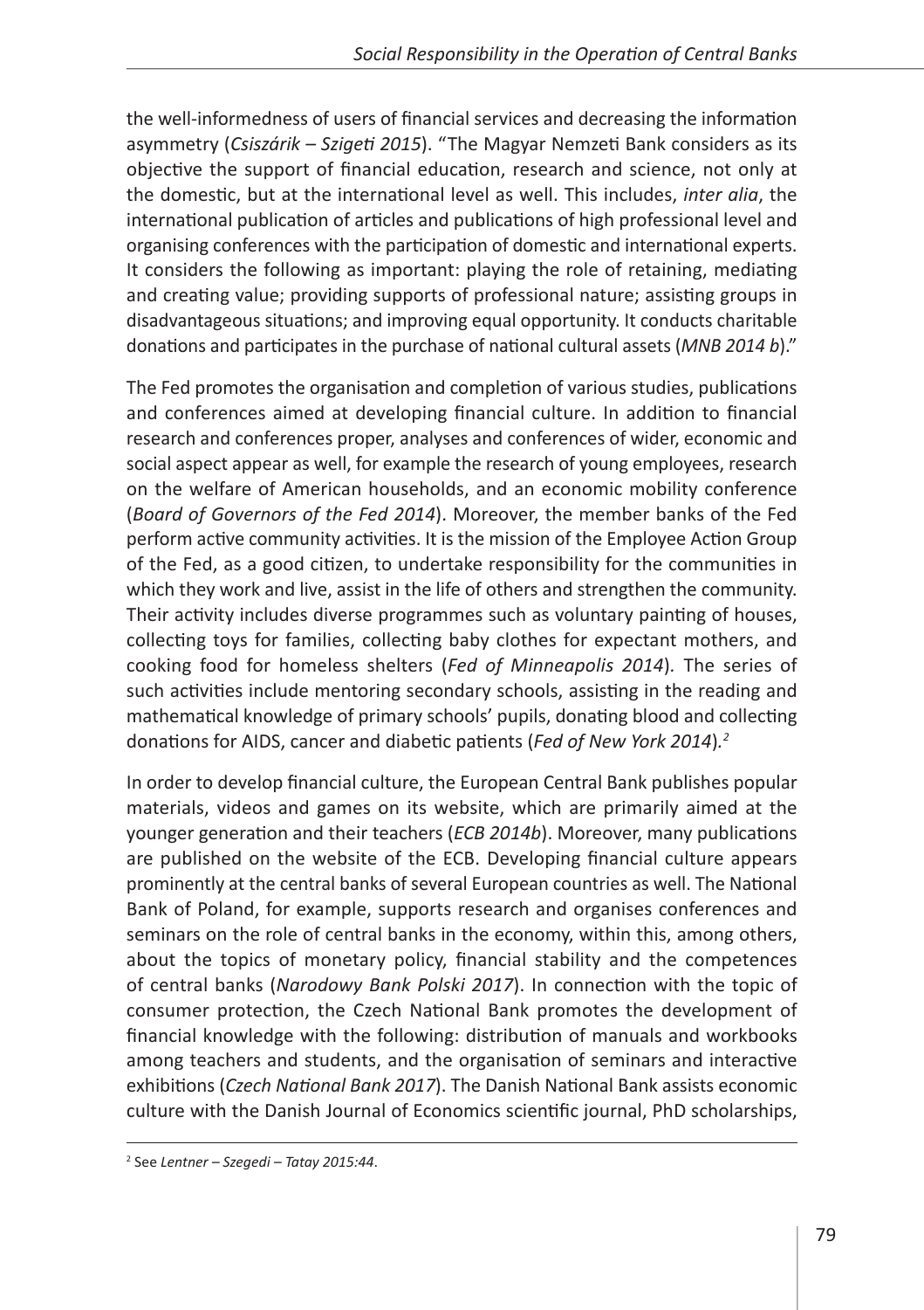the well-informedness of users of financial services and decreasing the information asymmetry (*Csiszárik – Szigeti 2015*). "The Magyar Nemzeti Bank considers as its objective the support of financial education, research and science, not only at the domestic, but at the international level as well. This includes, *inter alia*, the international publication of articles and publications of high professional level and organising conferences with the participation of domestic and international experts. It considers the following as important: playing the role of retaining, mediating and creating value; providing supports of professional nature; assisting groups in disadvantageous situations; and improving equal opportunity. It conducts charitable donations and participates in the purchase of national cultural assets (*MNB 2014 b*)."

The Fed promotes the organisation and completion of various studies, publications and conferences aimed at developing financial culture. In addition to financial research and conferences proper, analyses and conferences of wider, economic and social aspect appear as well, for example the research of young employees, research on the welfare of American households, and an economic mobility conference (*Board of Governors of the Fed 2014*). Moreover, the member banks of the Fed perform active community activities. It is the mission of the Employee Action Group of the Fed, as a good citizen, to undertake responsibility for the communities in which they work and live, assist in the life of others and strengthen the community. Their activity includes diverse programmes such as voluntary painting of houses, collecting toys for families, collecting baby clothes for expectant mothers, and cooking food for homeless shelters (*Fed of Minneapolis 2014*). The series of such activities include mentoring secondary schools, assisting in the reading and mathematical knowledge of primary schools' pupils, donating blood and collecting donations for AIDS, cancer and diabetic patients (*Fed of New York 2014*).[2]

In order to develop financial culture, the European Central Bank publishes popular materials, videos and games on its website, which are primarily aimed at the younger generation and their teachers (*ECB 2014b*). Moreover, many publications are published on the website of the ECB. Developing financial culture appears prominently at the central banks of several European countries as well. The National Bank of Poland, for example, supports research and organises conferences and seminars on the role of central banks in the economy, within this, among others, about the topics of monetary policy, financial stability and the competences of central banks (*Narodowy Bank Polski 2017*). In connection with the topic of consumer protection, the Czech National Bank promotes the development of financial knowledge with the following: distribution of manuals and workbooks among teachers and students, and the organisation of seminars and interactive exhibitions (*Czech National Bank 2017*). The Danish National Bank assists economic culture with the Danish Journal of Economics scientific journal, PhD scholarships,

[2] See *Lentner – Szegedi – Tatay 2015:44*.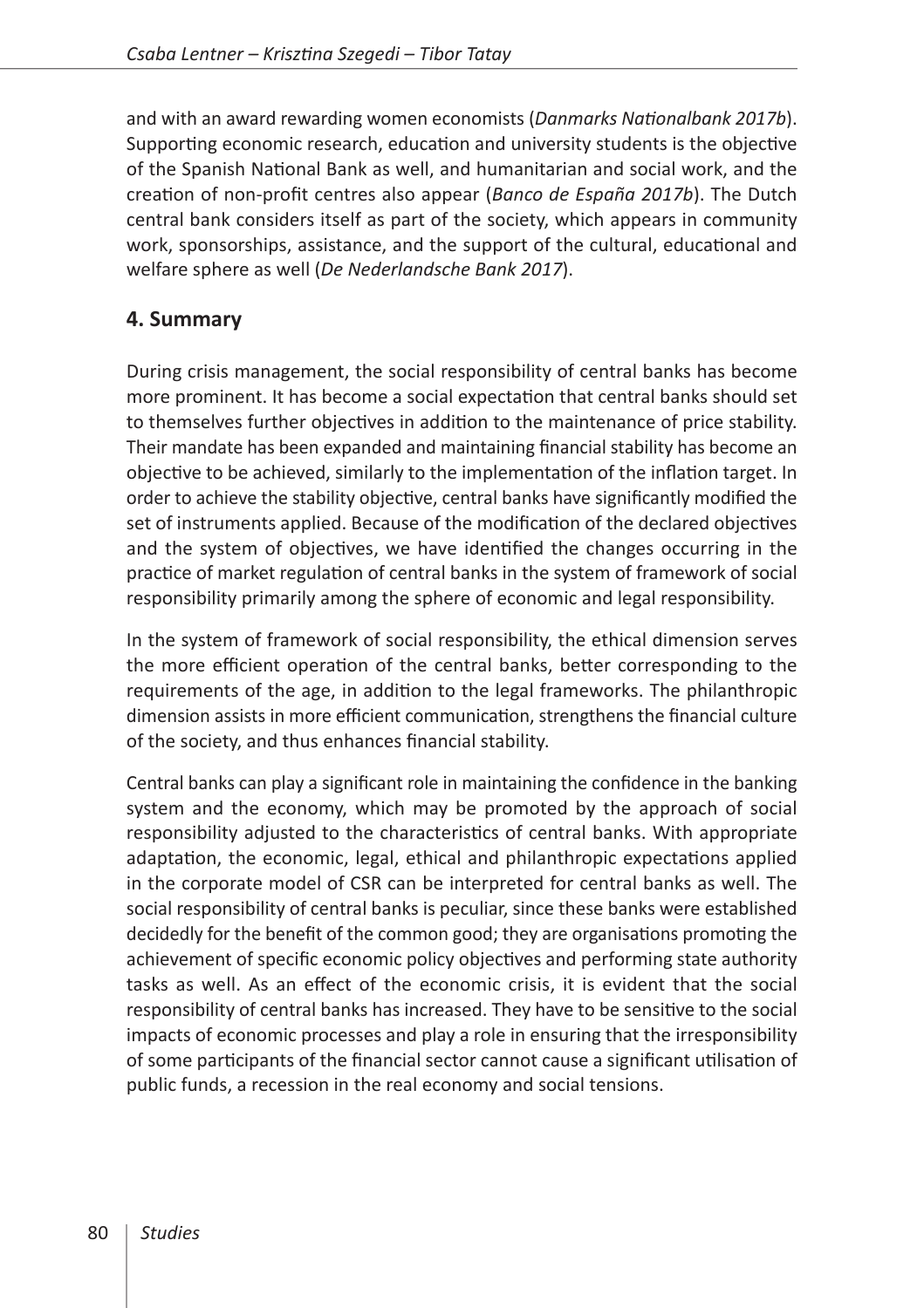and with an award rewarding women economists (*Danmarks Nationalbank 2017b*). Supporting economic research, education and university students is the objective of the Spanish National Bank as well, and humanitarian and social work, and the creation of non-profit centres also appear (*Banco de España 2017b*). The Dutch central bank considers itself as part of the society, which appears in community work, sponsorships, assistance, and the support of the cultural, educational and welfare sphere as well (*De Nederlandsche Bank 2017*).

## 4. Summary

During crisis management, the social responsibility of central banks has become more prominent. It has become a social expectation that central banks should set to themselves further objectives in addition to the maintenance of price stability. Their mandate has been expanded and maintaining financial stability has become an objective to be achieved, similarly to the implementation of the inflation target. In order to achieve the stability objective, central banks have significantly modified the set of instruments applied. Because of the modification of the declared objectives and the system of objectives, we have identified the changes occurring in the practice of market regulation of central banks in the system of framework of social responsibility primarily among the sphere of economic and legal responsibility.

In the system of framework of social responsibility, the ethical dimension serves the more efficient operation of the central banks, better corresponding to the requirements of the age, in addition to the legal frameworks. The philanthropic dimension assists in more efficient communication, strengthens the financial culture of the society, and thus enhances financial stability.

Central banks can play a significant role in maintaining the confidence in the banking system and the economy, which may be promoted by the approach of social responsibility adjusted to the characteristics of central banks. With appropriate adaptation, the economic, legal, ethical and philanthropic expectations applied in the corporate model of CSR can be interpreted for central banks as well. The social responsibility of central banks is peculiar, since these banks were established decidedly for the benefit of the common good; they are organisations promoting the achievement of specific economic policy objectives and performing state authority tasks as well. As an effect of the economic crisis, it is evident that the social responsibility of central banks has increased. They have to be sensitive to the social impacts of economic processes and play a role in ensuring that the irresponsibility of some participants of the financial sector cannot cause a significant utilisation of public funds, a recession in the real economy and social tensions.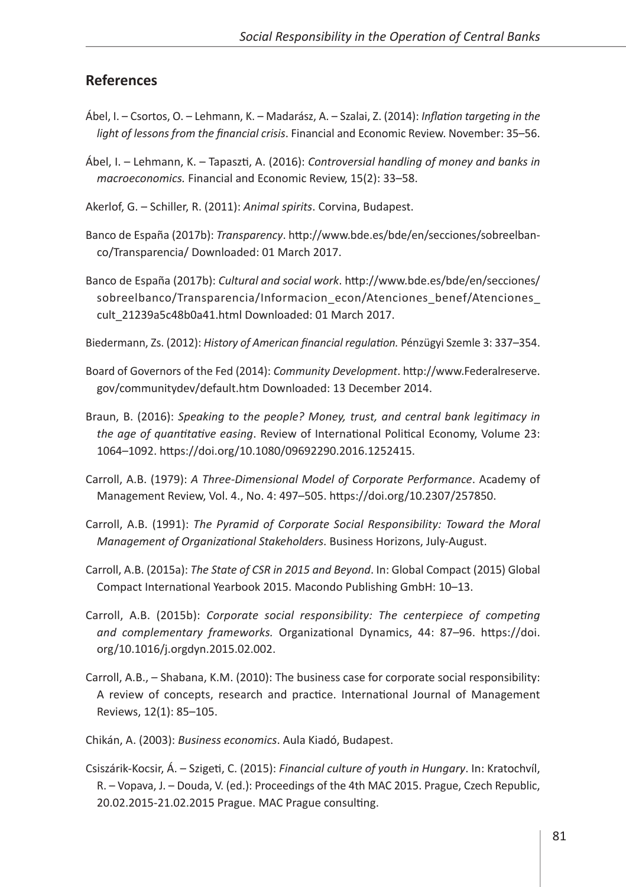## References

Ábel, I. – Csortos, O. – Lehmann, K. – Madarász, A. – Szalai, Z. (2014): *Inflation targeting in the light of lessons from the financial crisis*. Financial and Economic Review. November: 35–56.

Ábel, I. – Lehmann, K. – Tapaszti, A. (2016): *Controversial handling of money and banks in macroeconomics.* Financial and Economic Review, 15(2): 33–58.

Akerlof, G. – Schiller, R. (2011): *Animal spirits*. Corvina, Budapest.

Banco de España (2017b): *Transparency*. http://www.bde.es/bde/en/secciones/sobreelbanco/Transparencia/ Downloaded: 01 March 2017.

Banco de España (2017b): *Cultural and social work*. http://www.bde.es/bde/en/secciones/sobreelbanco/Transparencia/Informacion_econ/Atenciones_benef/Atenciones_cult_21239a5c48b0a41.html Downloaded: 01 March 2017.

Biedermann, Zs. (2012): *History of American financial regulation.* Pénzügyi Szemle 3: 337–354.

Board of Governors of the Fed (2014): *Community Development*. http://www.Federalreserve.gov/communitydev/default.htm Downloaded: 13 December 2014.

Braun, B. (2016): *Speaking to the people? Money, trust, and central bank legitimacy in the age of quantitative easing*. Review of International Political Economy, Volume 23: 1064–1092. https://doi.org/10.1080/09692290.2016.1252415.

Carroll, A.B. (1979): *A Three-Dimensional Model of Corporate Performance*. Academy of Management Review, Vol. 4., No. 4: 497–505. https://doi.org/10.2307/257850.

Carroll, A.B. (1991): *The Pyramid of Corporate Social Responsibility: Toward the Moral Management of Organizational Stakeholders*. Business Horizons, July-August.

Carroll, A.B. (2015a): *The State of CSR in 2015 and Beyond*. In: Global Compact (2015) Global Compact International Yearbook 2015. Macondo Publishing GmbH: 10–13.

Carroll, A.B. (2015b): *Corporate social responsibility: The centerpiece of competing and complementary frameworks.* Organizational Dynamics, 44: 87–96. https://doi.org/10.1016/j.orgdyn.2015.02.002.

Carroll, A.B., – Shabana, K.M. (2010): The business case for corporate social responsibility: A review of concepts, research and practice. International Journal of Management Reviews, 12(1): 85–105.

Chikán, A. (2003): *Business economics*. Aula Kiadó, Budapest.

Csiszárik-Kocsir, Á. – Szigeti, C. (2015): *Financial culture of youth in Hungary*. In: Kratochvíl, R. – Vopava, J. – Douda, V. (ed.): Proceedings of the 4th MAC 2015. Prague, Czech Republic, 20.02.2015-21.02.2015 Prague. MAC Prague consulting.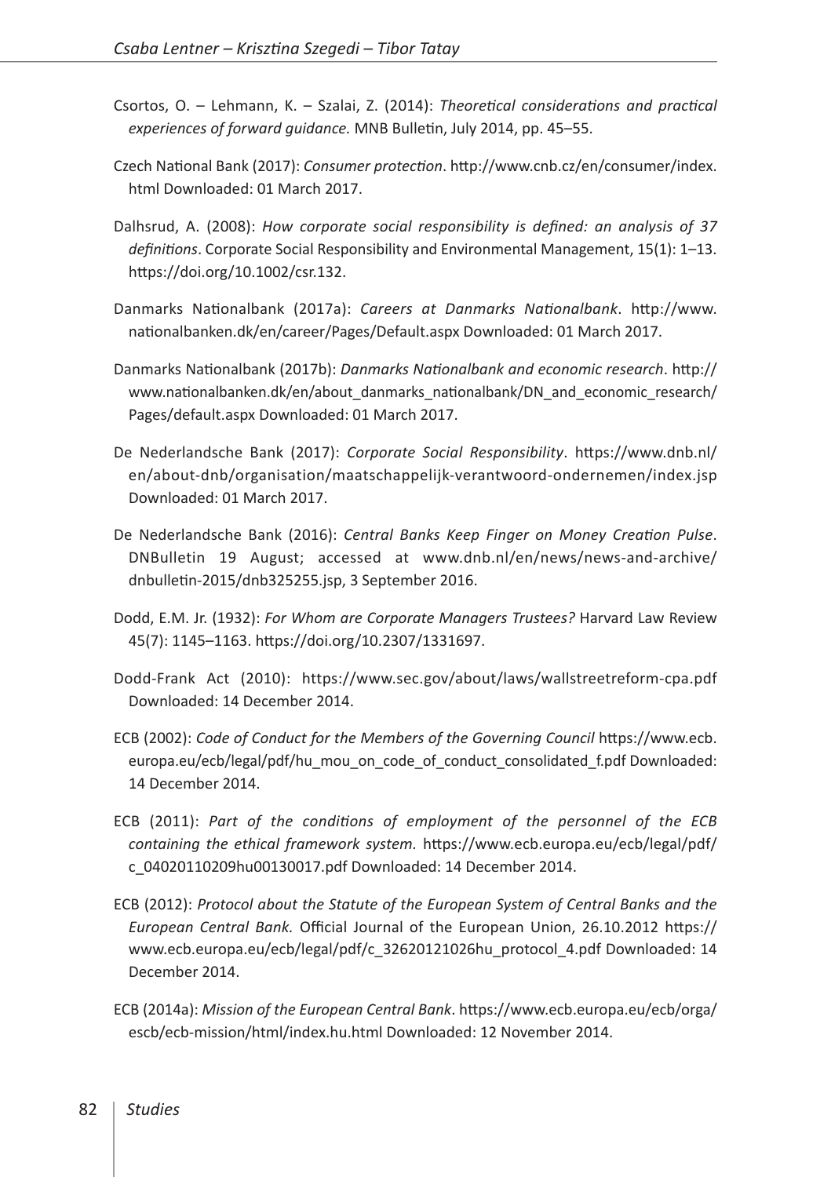Csortos, O. – Lehmann, K. – Szalai, Z. (2014): *Theoretical considerations and practical experiences of forward guidance.* MNB Bulletin, July 2014, pp. 45–55.

Czech National Bank (2017): *Consumer protection*. http://www.cnb.cz/en/consumer/index.html Downloaded: 01 March 2017.

Dalhsrud, A. (2008): *How corporate social responsibility is defined: an analysis of 37 definitions*. Corporate Social Responsibility and Environmental Management, 15(1): 1–13. https://doi.org/10.1002/csr.132.

Danmarks Nationalbank (2017a): *Careers at Danmarks Nationalbank*. http://www.nationalbanken.dk/en/career/Pages/Default.aspx Downloaded: 01 March 2017.

Danmarks Nationalbank (2017b): *Danmarks Nationalbank and economic research*. http://www.nationalbanken.dk/en/about_danmarks_nationalbank/DN_and_economic_research/Pages/default.aspx Downloaded: 01 March 2017.

De Nederlandsche Bank (2017): *Corporate Social Responsibility*. https://www.dnb.nl/en/about-dnb/organisation/maatschappelijk-verantwoord-ondernemen/index.jsp Downloaded: 01 March 2017.

De Nederlandsche Bank (2016): *Central Banks Keep Finger on Money Creation Pulse*. DNBulletin 19 August; accessed at www.dnb.nl/en/news/news-and-archive/dnbulletin-2015/dnb325255.jsp, 3 September 2016.

Dodd, E.M. Jr. (1932): *For Whom are Corporate Managers Trustees?* Harvard Law Review 45(7): 1145–1163. https://doi.org/10.2307/1331697.

Dodd-Frank Act (2010): https://www.sec.gov/about/laws/wallstreetreform-cpa.pdf Downloaded: 14 December 2014.

ECB (2002): *Code of Conduct for the Members of the Governing Council* https://www.ecb.europa.eu/ecb/legal/pdf/hu_mou_on_code_of_conduct_consolidated_f.pdf Downloaded: 14 December 2014.

ECB (2011): *Part of the conditions of employment of the personnel of the ECB containing the ethical framework system.* https://www.ecb.europa.eu/ecb/legal/pdf/c_04020110209hu00130017.pdf Downloaded: 14 December 2014.

ECB (2012): *Protocol about the Statute of the European System of Central Banks and the European Central Bank.* Official Journal of the European Union, 26.10.2012 https://www.ecb.europa.eu/ecb/legal/pdf/c_32620121026hu_protocol_4.pdf Downloaded: 14 December 2014.

ECB (2014a): *Mission of the European Central Bank*. https://www.ecb.europa.eu/ecb/orga/escb/ecb-mission/html/index.hu.html Downloaded: 12 November 2014.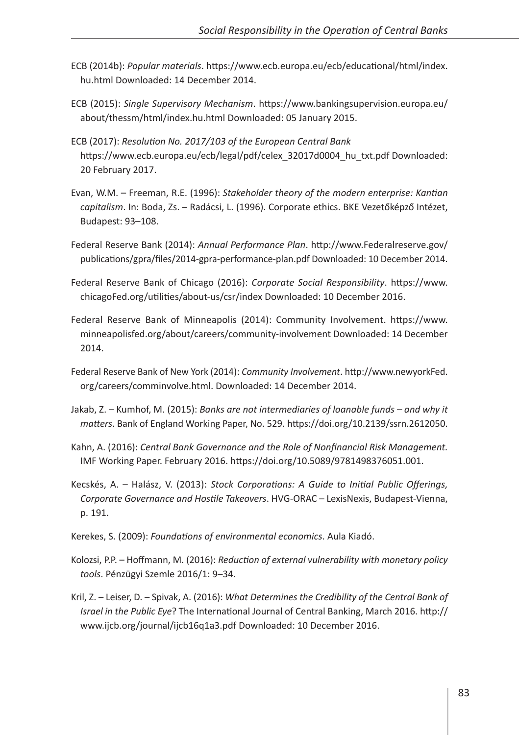ECB (2014b): *Popular materials*. https://www.ecb.europa.eu/ecb/educational/html/index.hu.html Downloaded: 14 December 2014.

ECB (2015): *Single Supervisory Mechanism*. https://www.bankingsupervision.europa.eu/about/thessm/html/index.hu.html Downloaded: 05 January 2015.

ECB (2017): *Resolution No. 2017/103 of the European Central Bank* https://www.ecb.europa.eu/ecb/legal/pdf/celex_32017d0004_hu_txt.pdf Downloaded: 20 February 2017.

Evan, W.M. – Freeman, R.E. (1996): *Stakeholder theory of the modern enterprise: Kantian capitalism*. In: Boda, Zs. – Radácsi, L. (1996). Corporate ethics. BKE Vezetőképző Intézet, Budapest: 93–108.

Federal Reserve Bank (2014): *Annual Performance Plan*. http://www.Federalreserve.gov/publications/gpra/files/2014-gpra-performance-plan.pdf Downloaded: 10 December 2014.

Federal Reserve Bank of Chicago (2016): *Corporate Social Responsibility*. https://www.chicagoFed.org/utilities/about-us/csr/index Downloaded: 10 December 2016.

Federal Reserve Bank of Minneapolis (2014): Community Involvement. https://www.minneapolisfed.org/about/careers/community-involvement Downloaded: 14 December 2014.

Federal Reserve Bank of New York (2014): *Community Involvement*. http://www.newyorkFed.org/careers/comminvolve.html. Downloaded: 14 December 2014.

Jakab, Z. – Kumhof, M. (2015): *Banks are not intermediaries of loanable funds – and why it matters*. Bank of England Working Paper, No. 529. https://doi.org/10.2139/ssrn.2612050.

Kahn, A. (2016): *Central Bank Governance and the Role of Nonfinancial Risk Management.* IMF Working Paper. February 2016. https://doi.org/10.5089/9781498376051.001.

Kecskés, A. – Halász, V. (2013): *Stock Corporations: A Guide to Initial Public Offerings, Corporate Governance and Hostile Takeovers*. HVG-ORAC – LexisNexis, Budapest-Vienna, p. 191.

Kerekes, S. (2009): *Foundations of environmental economics*. Aula Kiadó.

Kolozsi, P.P. – Hoffmann, M. (2016): *Reduction of external vulnerability with monetary policy tools*. Pénzügyi Szemle 2016/1: 9–34.

Kril, Z. – Leiser, D. – Spivak, A. (2016): *What Determines the Credibility of the Central Bank of Israel in the Public Eye*? The International Journal of Central Banking, March 2016. http://www.ijcb.org/journal/ijcb16q1a3.pdf Downloaded: 10 December 2016.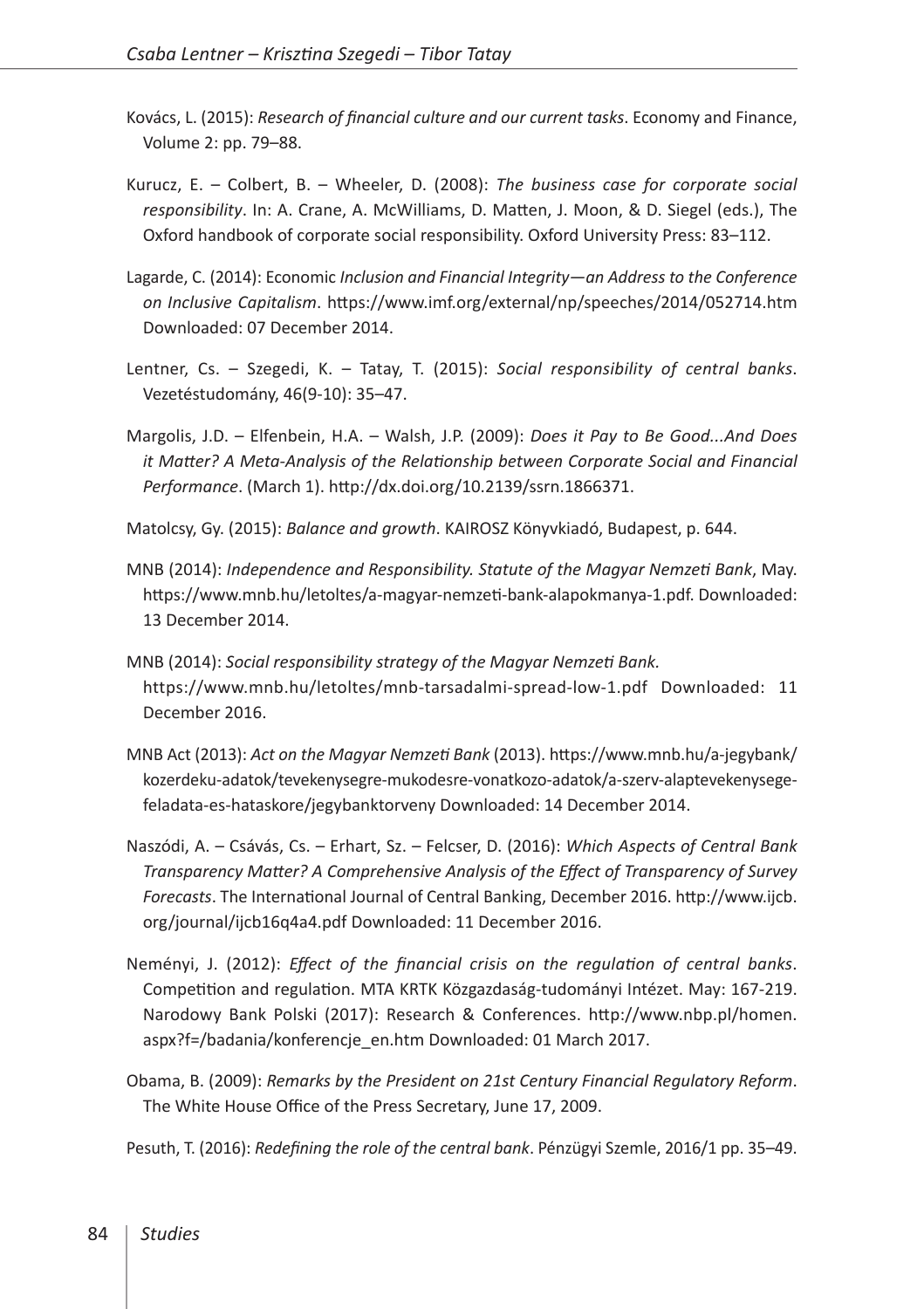Kovács, L. (2015): *Research of financial culture and our current tasks*. Economy and Finance, Volume 2: pp. 79–88.

Kurucz, E. – Colbert, B. – Wheeler, D. (2008): *The business case for corporate social responsibility*. In: A. Crane, A. McWilliams, D. Matten, J. Moon, & D. Siegel (eds.), The Oxford handbook of corporate social responsibility. Oxford University Press: 83–112.

Lagarde, C. (2014): Economic *Inclusion and Financial Integrity—an Address to the Conference on Inclusive Capitalism*. https://www.imf.org/external/np/speeches/2014/052714.htm Downloaded: 07 December 2014.

Lentner, Cs. – Szegedi, K. – Tatay, T. (2015): *Social responsibility of central banks*. Vezetéstudomány, 46(9-10): 35–47.

Margolis, J.D. – Elfenbein, H.A. – Walsh, J.P. (2009): *Does it Pay to Be Good...And Does it Matter? A Meta-Analysis of the Relationship between Corporate Social and Financial Performance*. (March 1). http://dx.doi.org/10.2139/ssrn.1866371.

Matolcsy, Gy. (2015): *Balance and growth*. KAIROSZ Könyvkiadó, Budapest, p. 644.

MNB (2014): *Independence and Responsibility. Statute of the Magyar Nemzeti Bank*, May. https://www.mnb.hu/letoltes/a-magyar-nemzeti-bank-alapokmanya-1.pdf. Downloaded: 13 December 2014.

MNB (2014): *Social responsibility strategy of the Magyar Nemzeti Bank.* https://www.mnb.hu/letoltes/mnb-tarsadalmi-spread-low-1.pdf Downloaded: 11 December 2016.

MNB Act (2013): *Act on the Magyar Nemzeti Bank* (2013). https://www.mnb.hu/a-jegybank/kozerdeku-adatok/tevekenysegre-mukodesre-vonatkozo-adatok/a-szerv-alaptevekenysege-feladata-es-hataskore/jegybanktorveny Downloaded: 14 December 2014.

Naszódi, A. – Csávás, Cs. – Erhart, Sz. – Felcser, D. (2016): *Which Aspects of Central Bank Transparency Matter? A Comprehensive Analysis of the Effect of Transparency of Survey Forecasts*. The International Journal of Central Banking, December 2016. http://www.ijcb.org/journal/ijcb16q4a4.pdf Downloaded: 11 December 2016.

Neményi, J. (2012): *Effect of the financial crisis on the regulation of central banks*. Competition and regulation. MTA KRTK Közgazdaság-tudományi Intézet. May: 167-219. Narodowy Bank Polski (2017): Research & Conferences. http://www.nbp.pl/homen.aspx?f=/badania/konferencje_en.htm Downloaded: 01 March 2017.

Obama, B. (2009): *Remarks by the President on 21st Century Financial Regulatory Reform*. The White House Office of the Press Secretary, June 17, 2009.

Pesuth, T. (2016): *Redefining the role of the central bank*. Pénzügyi Szemle, 2016/1 pp. 35–49.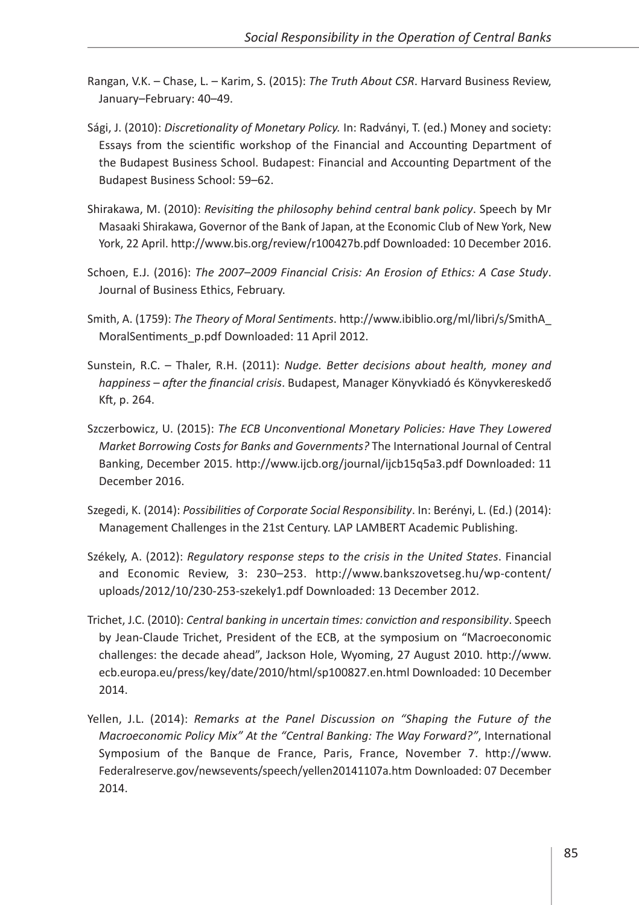Rangan, V.K. – Chase, L. – Karim, S. (2015): *The Truth About CSR*. Harvard Business Review, January–February: 40–49.

Sági, J. (2010): *Discretionality of Monetary Policy.* In: Radványi, T. (ed.) Money and society: Essays from the scientific workshop of the Financial and Accounting Department of the Budapest Business School. Budapest: Financial and Accounting Department of the Budapest Business School: 59–62.

Shirakawa, M. (2010): *Revisiting the philosophy behind central bank policy*. Speech by Mr Masaaki Shirakawa, Governor of the Bank of Japan, at the Economic Club of New York, New York, 22 April. http://www.bis.org/review/r100427b.pdf Downloaded: 10 December 2016.

Schoen, E.J. (2016): *The 2007–2009 Financial Crisis: An Erosion of Ethics: A Case Study*. Journal of Business Ethics, February.

Smith, A. (1759): *The Theory of Moral Sentiments*. http://www.ibiblio.org/ml/libri/s/SmithA_MoralSentiments_p.pdf Downloaded: 11 April 2012.

Sunstein, R.C. – Thaler, R.H. (2011): *Nudge. Better decisions about health, money and happiness – after the financial crisis*. Budapest, Manager Könyvkiadó és Könyvkereskedő Kft, p. 264.

Szczerbowicz, U. (2015): *The ECB Unconventional Monetary Policies: Have They Lowered Market Borrowing Costs for Banks and Governments?* The International Journal of Central Banking, December 2015. http://www.ijcb.org/journal/ijcb15q5a3.pdf Downloaded: 11 December 2016.

Szegedi, K. (2014): *Possibilities of Corporate Social Responsibility*. In: Berényi, L. (Ed.) (2014): Management Challenges in the 21st Century. LAP LAMBERT Academic Publishing.

Székely, A. (2012): *Regulatory response steps to the crisis in the United States*. Financial and Economic Review, 3: 230–253. http://www.bankszovetseg.hu/wp-content/uploads/2012/10/230-253-szekely1.pdf Downloaded: 13 December 2012.

Trichet, J.C. (2010): *Central banking in uncertain times: conviction and responsibility*. Speech by Jean-Claude Trichet, President of the ECB, at the symposium on "Macroeconomic challenges: the decade ahead", Jackson Hole, Wyoming, 27 August 2010. http://www.ecb.europa.eu/press/key/date/2010/html/sp100827.en.html Downloaded: 10 December 2014.

Yellen, J.L. (2014): *Remarks at the Panel Discussion on "Shaping the Future of the Macroeconomic Policy Mix" At the "Central Banking: The Way Forward?"*, International Symposium of the Banque de France, Paris, France, November 7. http://www.Federalreserve.gov/newsevents/speech/yellen20141107a.htm Downloaded: 07 December 2014.